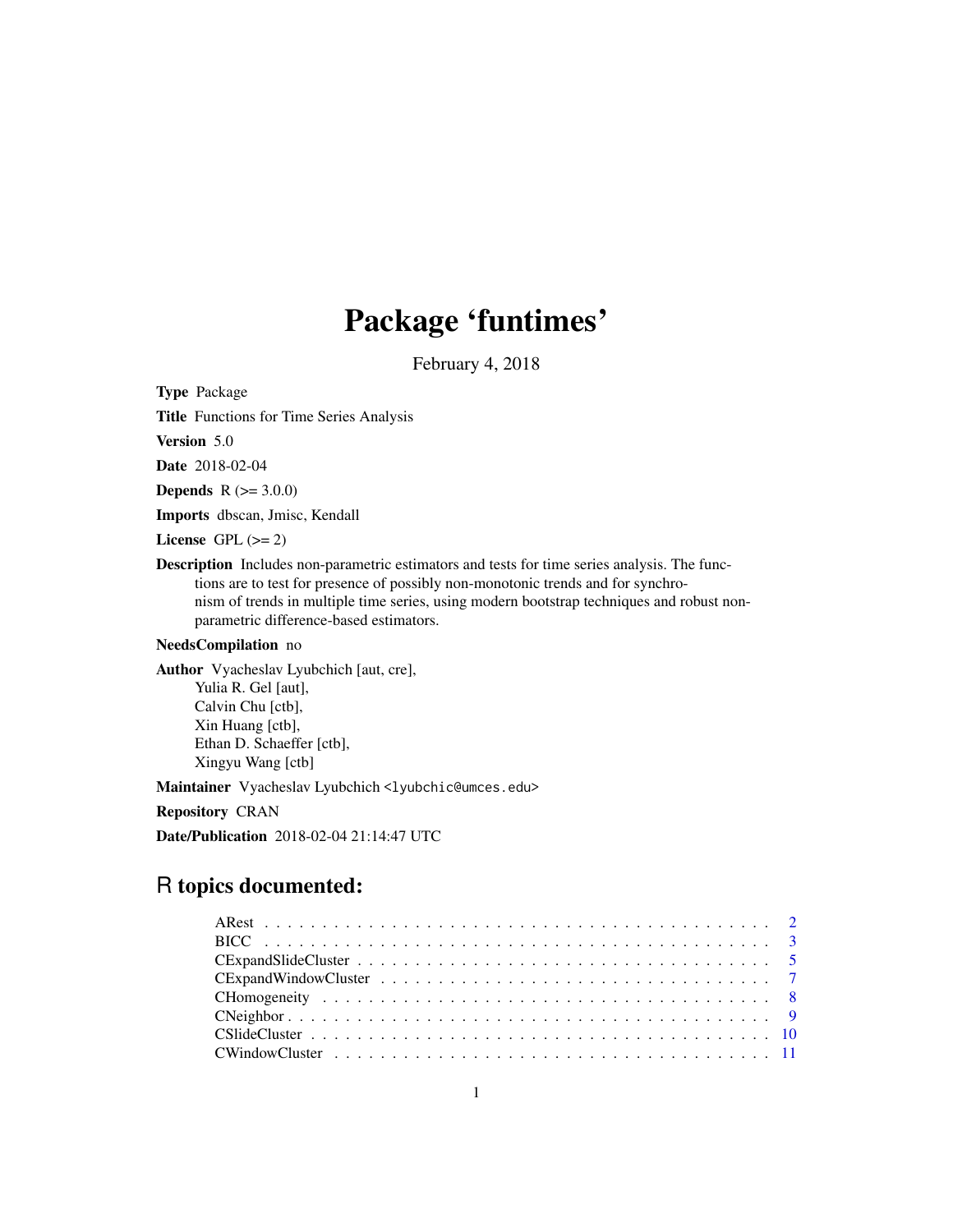# Package 'funtimes'

February 4, 2018

**Type** Package

**Title** Functions for Time Series Analysis

**Version** 5.0

**Date** 2018-02-04

**Depends** R (>= 3.0.0)

**Imports** dbscan, Jmisc, Kendall

**License** GPL (>= 2)

**Description** Includes non-parametric estimators and tests for time series analysis. The functions are to test for presence of possibly non-monotonic trends and for synchronism of trends in multiple time series, using modern bootstrap techniques and robust non-parametric difference-based estimators.

**NeedsCompilation** no

**Author** Vyacheslav Lyubchich [aut, cre],
Yulia R. Gel [aut],
Calvin Chu [ctb],
Xin Huang [ctb],
Ethan D. Schaeffer [ctb],
Xingyu Wang [ctb]

**Maintainer** Vyacheslav Lyubchich <lyubchic@umces.edu>

**Repository** CRAN

**Date/Publication** 2018-02-04 21:14:47 UTC

## R topics documented:

- ARest . . . . . . . . . . . . . . . . . . . . . . . . . . . . . . . . . . . . . . . . . . 2
- BICC . . . . . . . . . . . . . . . . . . . . . . . . . . . . . . . . . . . . . . . . . . 3
- CExpandSlideCluster . . . . . . . . . . . . . . . . . . . . . . . . . . . . . . . . . . 5
- CExpandWindowCluster . . . . . . . . . . . . . . . . . . . . . . . . . . . . . . . . 7
- CHomogeneity . . . . . . . . . . . . . . . . . . . . . . . . . . . . . . . . . . . . . 8
- CNeighbor . . . . . . . . . . . . . . . . . . . . . . . . . . . . . . . . . . . . . . . 9
- CSlideCluster . . . . . . . . . . . . . . . . . . . . . . . . . . . . . . . . . . . . . 10
- CWindowCluster . . . . . . . . . . . . . . . . . . . . . . . . . . . . . . . . . . . 11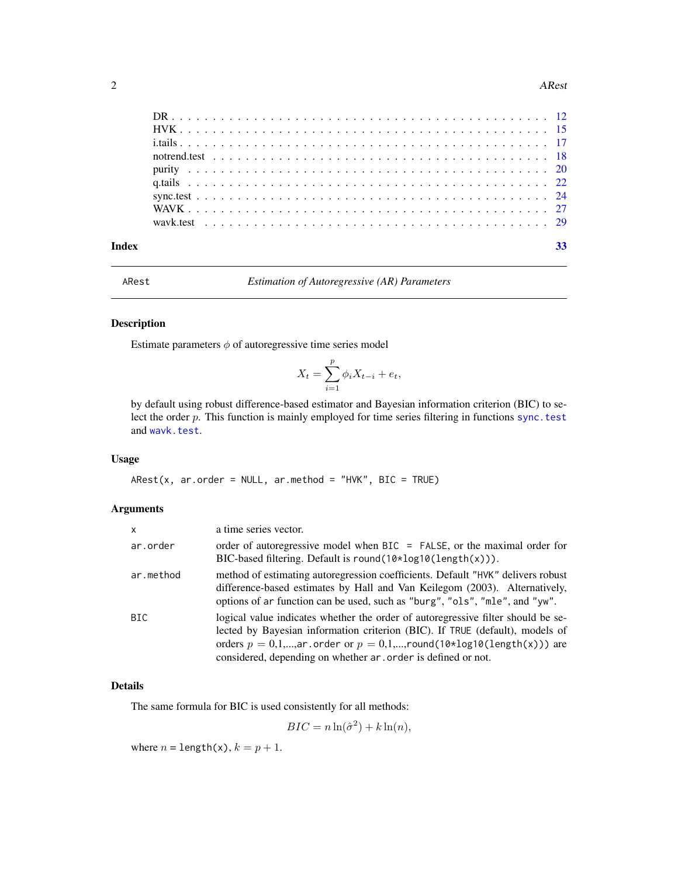| | |
|---|---|
| DR | 12 |
| HVK | 15 |
| i.tails | 17 |
| notrend.test | 18 |
| purity | 20 |
| q.tails | 22 |
| sync.test | 24 |
| WAVK | 27 |
| wavk.test | 29 |

**Index** **33**

---

`ARest` *Estimation of Autoregressive (AR) Parameters*

---

## Description

Estimate parameters $\phi$ of autoregressive time series model

$$X_t = \sum_{i=1}^{p} \phi_i X_{t-i} + e_t,$$

by default using robust difference-based estimator and Bayesian information criterion (BIC) to select the order $p$. This function is mainly employed for time series filtering in functions `sync.test` and `wavk.test`.

## Usage

```
ARest(x, ar.order = NULL, ar.method = "HVK", BIC = TRUE)
```

## Arguments

| | |
|---|---|
| `x` | a time series vector. |
| `ar.order` | order of autoregressive model when `BIC = FALSE`, or the maximal order for BIC-based filtering. Default is `round(10*log10(length(x)))`. |
| `ar.method` | method of estimating autoregression coefficients. Default `"HVK"` delivers robust difference-based estimates by Hall and Van Keilegom (2003). Alternatively, options of `ar` function can be used, such as `"burg"`, `"ols"`, `"mle"`, and `"yw"`. |
| `BIC` | logical value indicates whether the order of autoregressive filter should be selected by Bayesian information criterion (BIC). If `TRUE` (default), models of orders $p$ = 0,1,...,`ar.order` or $p$ = 0,1,...,`round(10*log10(length(x)))` are considered, depending on whether `ar.order` is defined or not. |

## Details

The same formula for BIC is used consistently for all methods:

$$BIC = n \ln(\hat{\sigma}^2) + k \ln(n),$$

where $n$ = `length(x)`, $k = p + 1$.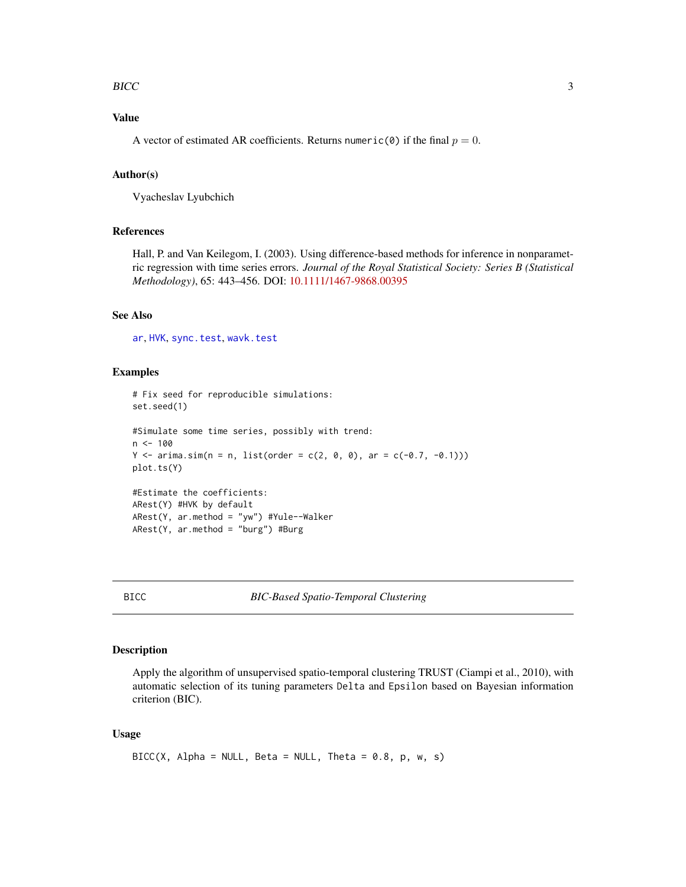## Value

A vector of estimated AR coefficients. Returns `numeric(0)` if the final $p = 0$.

## Author(s)

Vyacheslav Lyubchich

## References

Hall, P. and Van Keilegom, I. (2003). Using difference-based methods for inference in nonparametric regression with time series errors. *Journal of the Royal Statistical Society: Series B (Statistical Methodology)*, 65: 443–456. DOI: 10.1111/1467-9868.00395

## See Also

`ar`, `HVK`, `sync.test`, `wavk.test`

## Examples

```
# Fix seed for reproducible simulations:
set.seed(1)

#Simulate some time series, possibly with trend:
n <- 100
Y <- arima.sim(n = n, list(order = c(2, 0, 0), ar = c(-0.7, -0.1)))
plot.ts(Y)

#Estimate the coefficients:
ARest(Y) #HVK by default
ARest(Y, ar.method = "yw") #Yule--Walker
ARest(Y, ar.method = "burg") #Burg
```

---

# BICC *BIC-Based Spatio-Temporal Clustering*

## Description

Apply the algorithm of unsupervised spatio-temporal clustering TRUST (Ciampi et al., 2010), with automatic selection of its tuning parameters `Delta` and `Epsilon` based on Bayesian information criterion (BIC).

## Usage

```
BICC(X, Alpha = NULL, Beta = NULL, Theta = 0.8, p, w, s)
```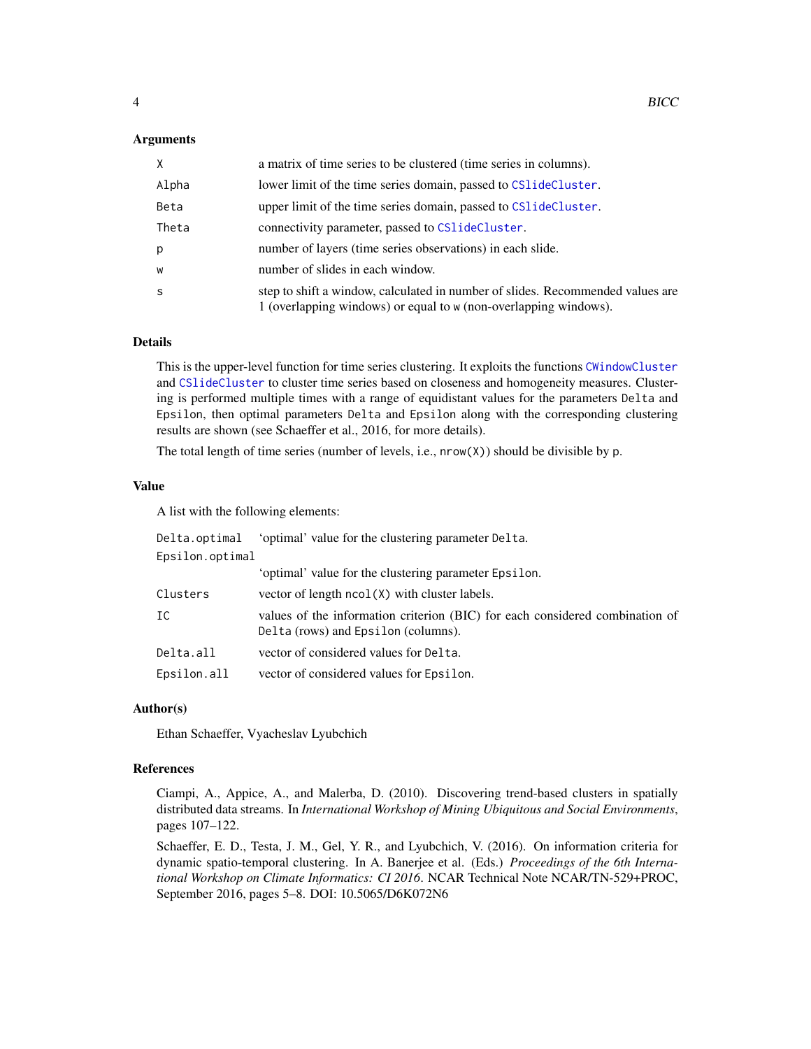### Arguments

| | |
|---|---|
| `X` | a matrix of time series to be clustered (time series in columns). |
| `Alpha` | lower limit of the time series domain, passed to `CSlideCluster`. |
| `Beta` | upper limit of the time series domain, passed to `CSlideCluster`. |
| `Theta` | connectivity parameter, passed to `CSlideCluster`. |
| `p` | number of layers (time series observations) in each slide. |
| `w` | number of slides in each window. |
| `s` | step to shift a window, calculated in number of slides. Recommended values are 1 (overlapping windows) or equal to `w` (non-overlapping windows). |

### Details

This is the upper-level function for time series clustering. It exploits the functions `CWindowCluster` and `CSlideCluster` to cluster time series based on closeness and homogeneity measures. Clustering is performed multiple times with a range of equidistant values for the parameters `Delta` and `Epsilon`, then optimal parameters `Delta` and `Epsilon` along with the corresponding clustering results are shown (see Schaeffer et al., 2016, for more details).

The total length of time series (number of levels, i.e., `nrow(X)`) should be divisible by `p`.

### Value

A list with the following elements:

| | |
|---|---|
| `Delta.optimal` | 'optimal' value for the clustering parameter `Delta`. |
| `Epsilon.optimal` | 'optimal' value for the clustering parameter `Epsilon`. |
| `Clusters` | vector of length `ncol(X)` with cluster labels. |
| `IC` | values of the information criterion (BIC) for each considered combination of `Delta` (rows) and `Epsilon` (columns). |
| `Delta.all` | vector of considered values for `Delta`. |
| `Epsilon.all` | vector of considered values for `Epsilon`. |

### Author(s)

Ethan Schaeffer, Vyacheslav Lyubchich

### References

Ciampi, A., Appice, A., and Malerba, D. (2010). Discovering trend-based clusters in spatially distributed data streams. In *International Workshop of Mining Ubiquitous and Social Environments*, pages 107–122.

Schaeffer, E. D., Testa, J. M., Gel, Y. R., and Lyubchich, V. (2016). On information criteria for dynamic spatio-temporal clustering. In A. Banerjee et al. (Eds.) *Proceedings of the 6th International Workshop on Climate Informatics: CI 2016*. NCAR Technical Note NCAR/TN-529+PROC, September 2016, pages 5–8. DOI: 10.5065/D6K072N6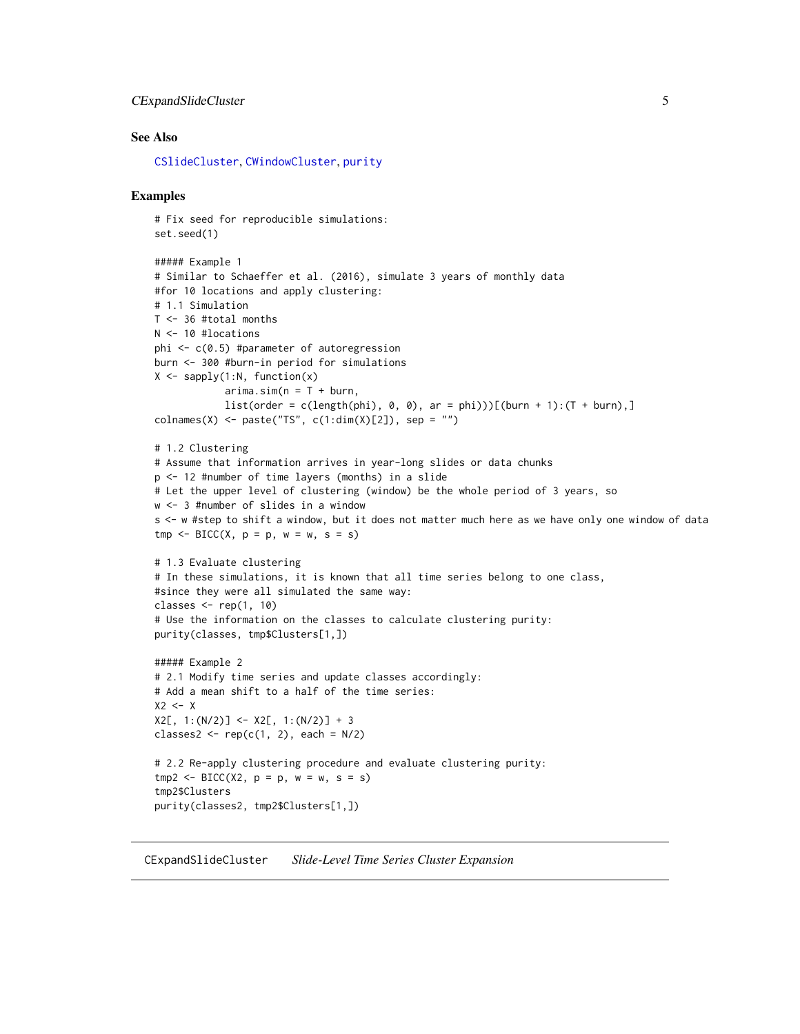### See Also

CSlideCluster, CWindowCluster, purity

### Examples

```
# Fix seed for reproducible simulations:
set.seed(1)

##### Example 1
# Similar to Schaeffer et al. (2016), simulate 3 years of monthly data
#for 10 locations and apply clustering:
# 1.1 Simulation
T <- 36 #total months
N <- 10 #locations
phi <- c(0.5) #parameter of autoregression
burn <- 300 #burn-in period for simulations
X <- sapply(1:N, function(x)
            arima.sim(n = T + burn,
            list(order = c(length(phi), 0, 0), ar = phi)))[(burn + 1):(T + burn),]
colnames(X) <- paste("TS", c(1:dim(X)[2]), sep = "")

# 1.2 Clustering
# Assume that information arrives in year-long slides or data chunks
p <- 12 #number of time layers (months) in a slide
# Let the upper level of clustering (window) be the whole period of 3 years, so
w <- 3 #number of slides in a window
s <- w #step to shift a window, but it does not matter much here as we have only one window of data
tmp <- BICC(X, p = p, w = w, s = s)

# 1.3 Evaluate clustering
# In these simulations, it is known that all time series belong to one class,
#since they were all simulated the same way:
classes <- rep(1, 10)
# Use the information on the classes to calculate clustering purity:
purity(classes, tmp$Clusters[1,])

##### Example 2
# 2.1 Modify time series and update classes accordingly:
# Add a mean shift to a half of the time series:
X2 <- X
X2[, 1:(N/2)] <- X2[, 1:(N/2)] + 3
classes2 <- rep(c(1, 2), each = N/2)

# 2.2 Re-apply clustering procedure and evaluate clustering purity:
tmp2 <- BICC(X2, p = p, w = w, s = s)
tmp2$Clusters
purity(classes2, tmp2$Clusters[1,])
```

---

## CExpandSlideCluster    *Slide-Level Time Series Cluster Expansion*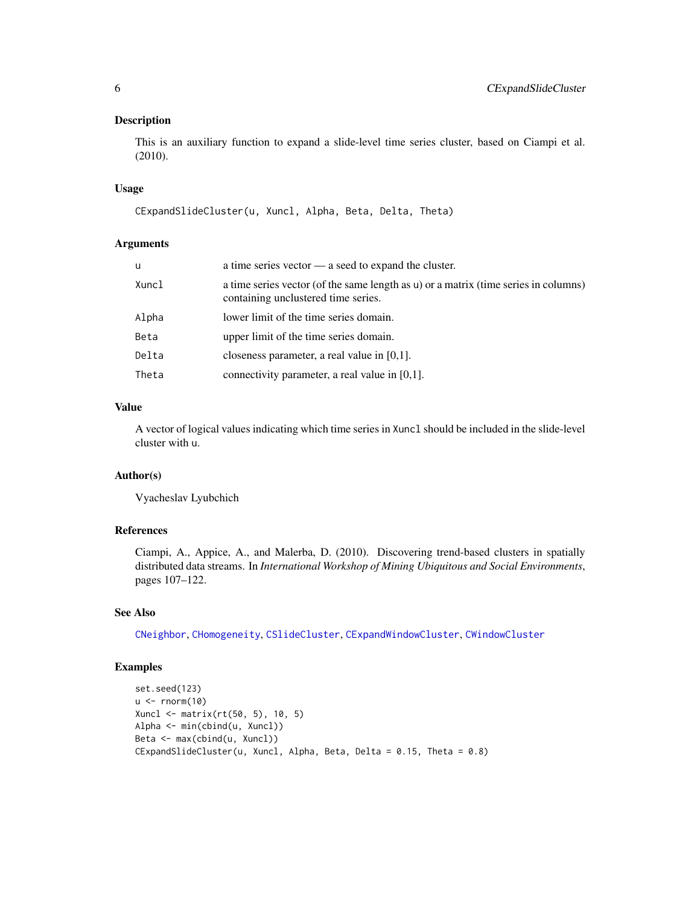## Description

This is an auxiliary function to expand a slide-level time series cluster, based on Ciampi et al. (2010).

## Usage

```
CExpandSlideCluster(u, Xuncl, Alpha, Beta, Delta, Theta)
```

## Arguments

| | |
|---|---|
| `u` | a time series vector — a seed to expand the cluster. |
| `Xuncl` | a time series vector (of the same length as `u`) or a matrix (time series in columns) containing unclustered time series. |
| `Alpha` | lower limit of the time series domain. |
| `Beta` | upper limit of the time series domain. |
| `Delta` | closeness parameter, a real value in [0,1]. |
| `Theta` | connectivity parameter, a real value in [0,1]. |

## Value

A vector of logical values indicating which time series in `Xuncl` should be included in the slide-level cluster with `u`.

## Author(s)

Vyacheslav Lyubchich

## References

Ciampi, A., Appice, A., and Malerba, D. (2010). Discovering trend-based clusters in spatially distributed data streams. In *International Workshop of Mining Ubiquitous and Social Environments*, pages 107–122.

## See Also

`CNeighbor`, `CHomogeneity`, `CSlideCluster`, `CExpandWindowCluster`, `CWindowCluster`

## Examples

```
set.seed(123)
u <- rnorm(10)
Xuncl <- matrix(rt(50, 5), 10, 5)
Alpha <- min(cbind(u, Xuncl))
Beta <- max(cbind(u, Xuncl))
CExpandSlideCluster(u, Xuncl, Alpha, Beta, Delta = 0.15, Theta = 0.8)
```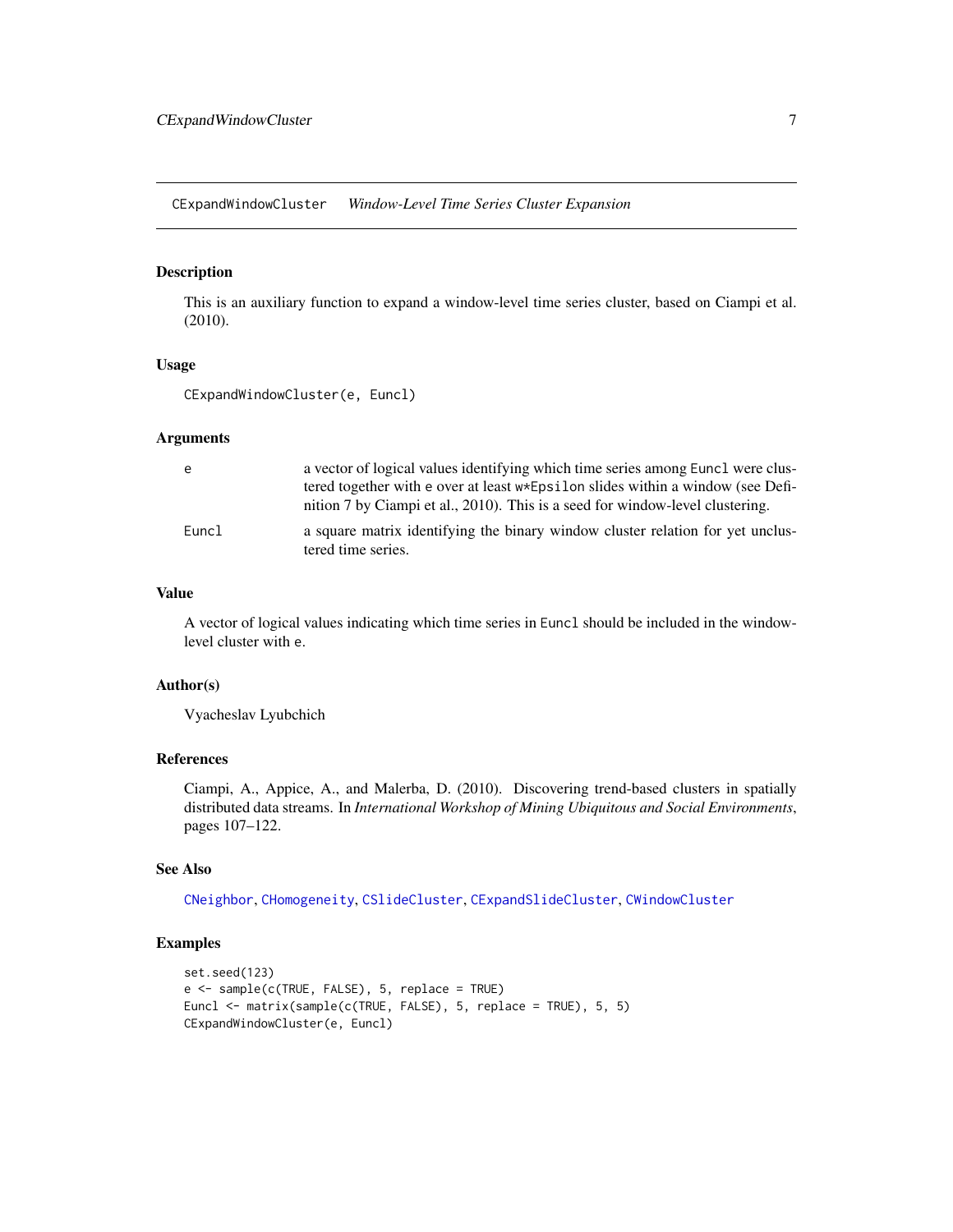## CExpandWindowCluster *Window-Level Time Series Cluster Expansion*

### Description

This is an auxiliary function to expand a window-level time series cluster, based on Ciampi et al. (2010).

### Usage

```
CExpandWindowCluster(e, Euncl)
```

### Arguments

| | |
|---|---|
| `e` | a vector of logical values identifying which time series among `Euncl` were clustered together with `e` over at least `w*Epsilon` slides within a window (see Definition 7 by Ciampi et al., 2010). This is a seed for window-level clustering. |
| `Euncl` | a square matrix identifying the binary window cluster relation for yet unclustered time series. |

### Value

A vector of logical values indicating which time series in `Euncl` should be included in the window-level cluster with `e`.

### Author(s)

Vyacheslav Lyubchich

### References

Ciampi, A., Appice, A., and Malerba, D. (2010). Discovering trend-based clusters in spatially distributed data streams. In *International Workshop of Mining Ubiquitous and Social Environments*, pages 107–122.

### See Also

`CNeighbor`, `CHomogeneity`, `CSlideCluster`, `CExpandSlideCluster`, `CWindowCluster`

### Examples

```
set.seed(123)
e <- sample(c(TRUE, FALSE), 5, replace = TRUE)
Euncl <- matrix(sample(c(TRUE, FALSE), 5, replace = TRUE), 5, 5)
CExpandWindowCluster(e, Euncl)
```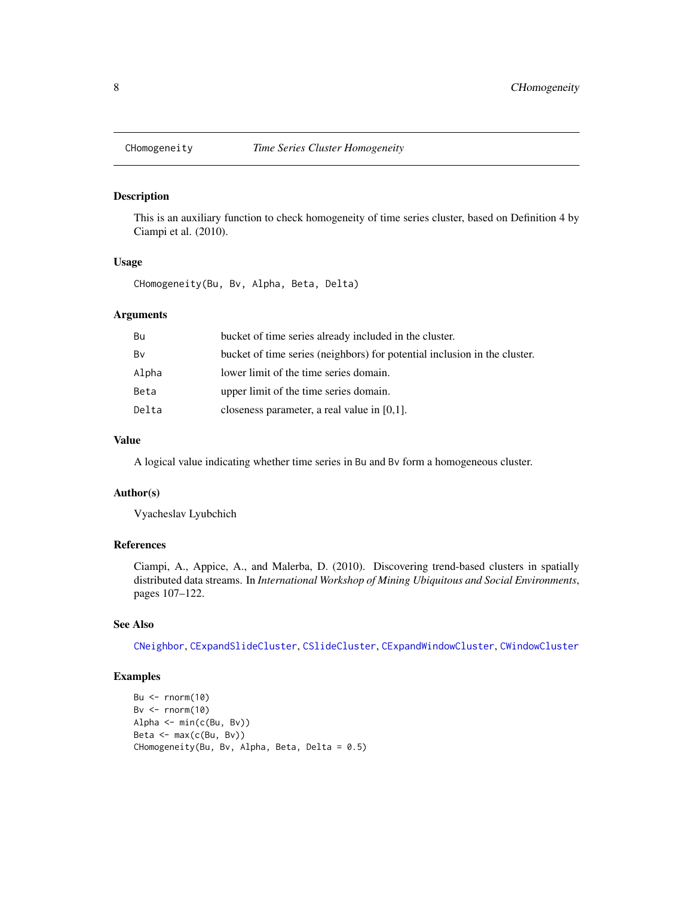## CHomogeneity *Time Series Cluster Homogeneity*

### Description

This is an auxiliary function to check homogeneity of time series cluster, based on Definition 4 by Ciampi et al. (2010).

### Usage

```
CHomogeneity(Bu, Bv, Alpha, Beta, Delta)
```

### Arguments

| | |
|---|---|
| Bu | bucket of time series already included in the cluster. |
| Bv | bucket of time series (neighbors) for potential inclusion in the cluster. |
| Alpha | lower limit of the time series domain. |
| Beta | upper limit of the time series domain. |
| Delta | closeness parameter, a real value in [0,1]. |

### Value

A logical value indicating whether time series in Bu and Bv form a homogeneous cluster.

### Author(s)

Vyacheslav Lyubchich

### References

Ciampi, A., Appice, A., and Malerba, D. (2010). Discovering trend-based clusters in spatially distributed data streams. In *International Workshop of Mining Ubiquitous and Social Environments*, pages 107–122.

### See Also

CNeighbor, CExpandSlideCluster, CSlideCluster, CExpandWindowCluster, CWindowCluster

### Examples

```
Bu <- rnorm(10)
Bv <- rnorm(10)
Alpha <- min(c(Bu, Bv))
Beta <- max(c(Bu, Bv))
CHomogeneity(Bu, Bv, Alpha, Beta, Delta = 0.5)
```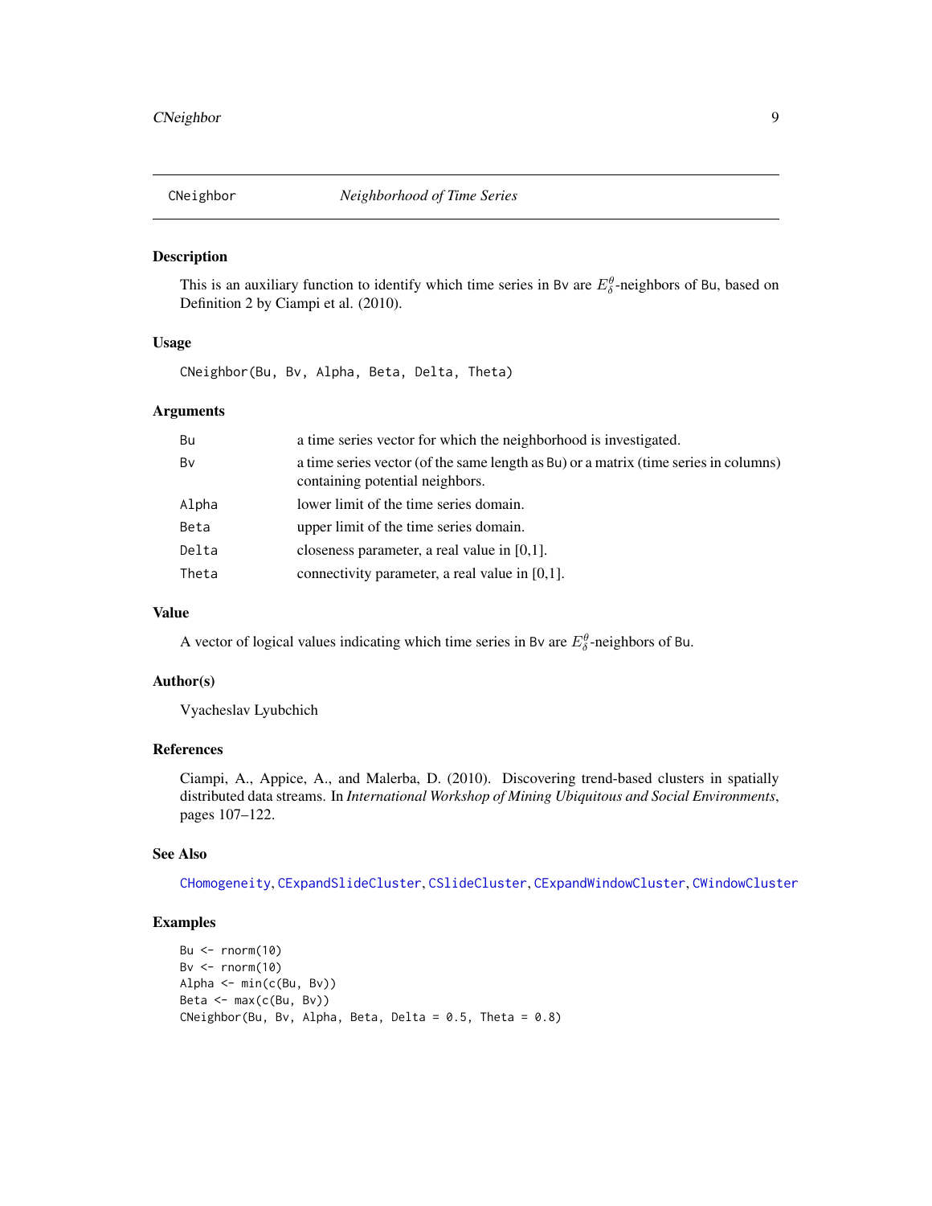# CNeighbor — *Neighborhood of Time Series*

## Description

This is an auxiliary function to identify which time series in `Bv` are $E_\delta^\theta$-neighbors of `Bu`, based on Definition 2 by Ciampi et al. (2010).

## Usage

```
CNeighbor(Bu, Bv, Alpha, Beta, Delta, Theta)
```

## Arguments

| Argument | Description |
|---|---|
| `Bu` | a time series vector for which the neighborhood is investigated. |
| `Bv` | a time series vector (of the same length as `Bu`) or a matrix (time series in columns) containing potential neighbors. |
| `Alpha` | lower limit of the time series domain. |
| `Beta` | upper limit of the time series domain. |
| `Delta` | closeness parameter, a real value in [0,1]. |
| `Theta` | connectivity parameter, a real value in [0,1]. |

## Value

A vector of logical values indicating which time series in `Bv` are $E_\delta^\theta$-neighbors of `Bu`.

## Author(s)

Vyacheslav Lyubchich

## References

Ciampi, A., Appice, A., and Malerba, D. (2010). Discovering trend-based clusters in spatially distributed data streams. In *International Workshop of Mining Ubiquitous and Social Environments*, pages 107–122.

## See Also

`CHomogeneity`, `CExpandSlideCluster`, `CSlideCluster`, `CExpandWindowCluster`, `CWindowCluster`

## Examples

```
Bu <- rnorm(10)
Bv <- rnorm(10)
Alpha <- min(c(Bu, Bv))
Beta <- max(c(Bu, Bv))
CNeighbor(Bu, Bv, Alpha, Beta, Delta = 0.5, Theta = 0.8)
```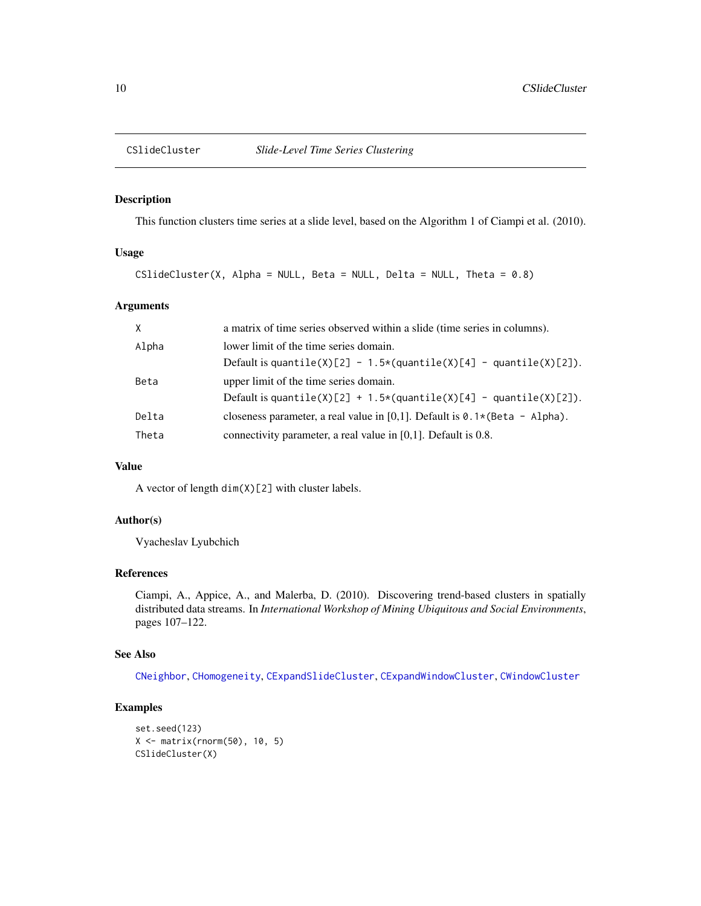# CSlideCluster — *Slide-Level Time Series Clustering*

## Description

This function clusters time series at a slide level, based on the Algorithm 1 of Ciampi et al. (2010).

## Usage

```
CSlideCluster(X, Alpha = NULL, Beta = NULL, Delta = NULL, Theta = 0.8)
```

## Arguments

| | |
|---|---|
| `X` | a matrix of time series observed within a slide (time series in columns). |
| `Alpha` | lower limit of the time series domain. Default is `quantile(X)[2] - 1.5*(quantile(X)[4] - quantile(X)[2])`. |
| `Beta` | upper limit of the time series domain. Default is `quantile(X)[2] + 1.5*(quantile(X)[4] - quantile(X)[2])`. |
| `Delta` | closeness parameter, a real value in [0,1]. Default is `0.1*(Beta - Alpha)`. |
| `Theta` | connectivity parameter, a real value in [0,1]. Default is 0.8. |

## Value

A vector of length `dim(X)[2]` with cluster labels.

## Author(s)

Vyacheslav Lyubchich

## References

Ciampi, A., Appice, A., and Malerba, D. (2010). Discovering trend-based clusters in spatially distributed data streams. In *International Workshop of Mining Ubiquitous and Social Environments*, pages 107–122.

## See Also

`CNeighbor`, `CHomogeneity`, `CExpandSlideCluster`, `CExpandWindowCluster`, `CWindowCluster`

## Examples

```
set.seed(123)
X <- matrix(rnorm(50), 10, 5)
CSlideCluster(X)
```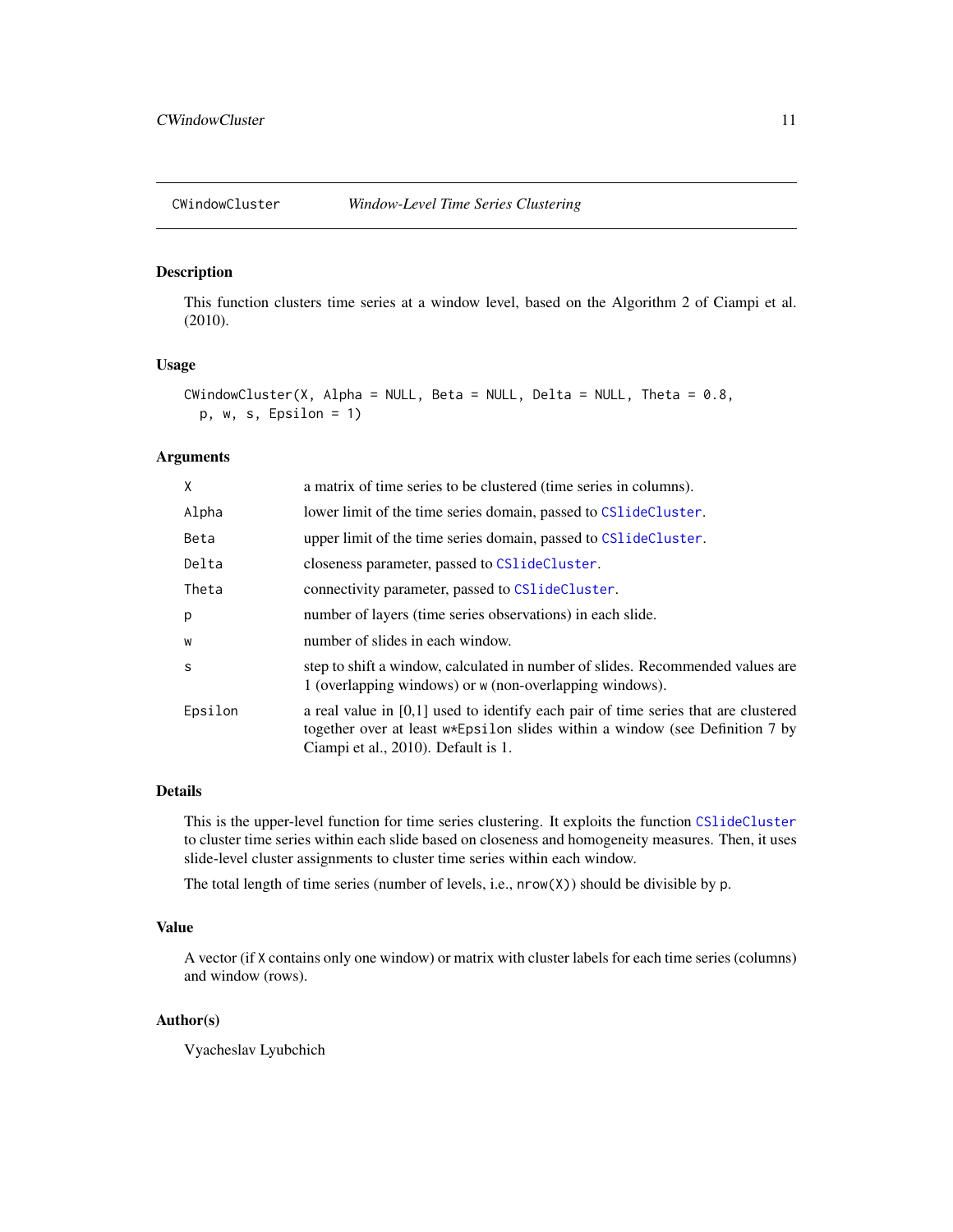## CWindowCluster *Window-Level Time Series Clustering*

### Description

This function clusters time series at a window level, based on the Algorithm 2 of Ciampi et al. (2010).

### Usage

```
CWindowCluster(X, Alpha = NULL, Beta = NULL, Delta = NULL, Theta = 0.8,
  p, w, s, Epsilon = 1)
```

### Arguments

| | |
|---|---|
| `X` | a matrix of time series to be clustered (time series in columns). |
| `Alpha` | lower limit of the time series domain, passed to `CSlideCluster`. |
| `Beta` | upper limit of the time series domain, passed to `CSlideCluster`. |
| `Delta` | closeness parameter, passed to `CSlideCluster`. |
| `Theta` | connectivity parameter, passed to `CSlideCluster`. |
| `p` | number of layers (time series observations) in each slide. |
| `w` | number of slides in each window. |
| `s` | step to shift a window, calculated in number of slides. Recommended values are 1 (overlapping windows) or `w` (non-overlapping windows). |
| `Epsilon` | a real value in [0,1] used to identify each pair of time series that are clustered together over at least `w*Epsilon` slides within a window (see Definition 7 by Ciampi et al., 2010). Default is 1. |

### Details

This is the upper-level function for time series clustering. It exploits the function `CSlideCluster` to cluster time series within each slide based on closeness and homogeneity measures. Then, it uses slide-level cluster assignments to cluster time series within each window.

The total length of time series (number of levels, i.e., `nrow(X)`) should be divisible by `p`.

### Value

A vector (if `X` contains only one window) or matrix with cluster labels for each time series (columns) and window (rows).

### Author(s)

Vyacheslav Lyubchich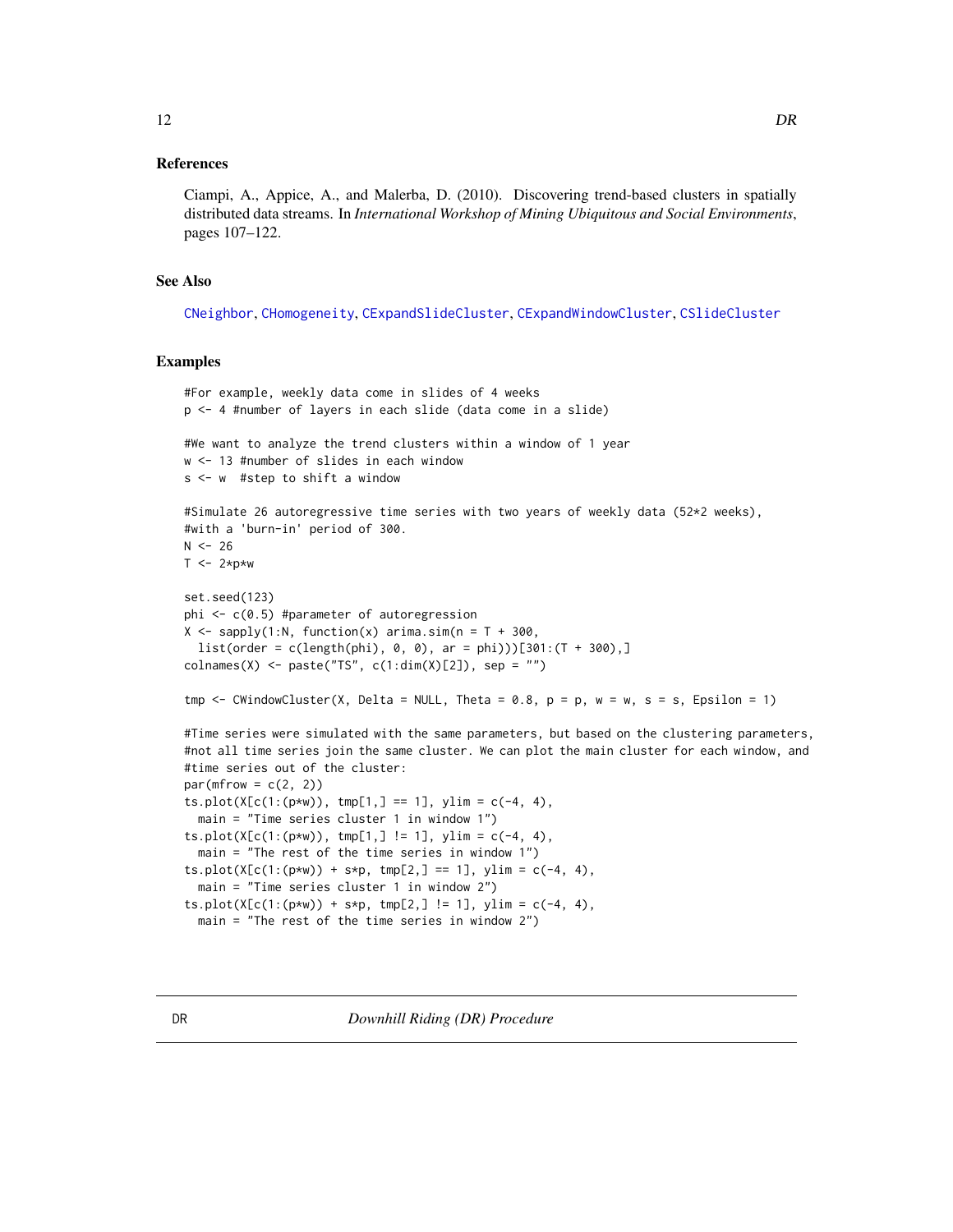## References

Ciampi, A., Appice, A., and Malerba, D. (2010). Discovering trend-based clusters in spatially distributed data streams. In *International Workshop of Mining Ubiquitous and Social Environments*, pages 107–122.

## See Also

CNeighbor, CHomogeneity, CExpandSlideCluster, CExpandWindowCluster, CSlideCluster

## Examples

```
#For example, weekly data come in slides of 4 weeks
p <- 4 #number of layers in each slide (data come in a slide)

#We want to analyze the trend clusters within a window of 1 year
w <- 13 #number of slides in each window
s <- w  #step to shift a window

#Simulate 26 autoregressive time series with two years of weekly data (52*2 weeks),
#with a 'burn-in' period of 300.
N <- 26
T <- 2*p*w

set.seed(123)
phi <- c(0.5) #parameter of autoregression
X <- sapply(1:N, function(x) arima.sim(n = T + 300,
  list(order = c(length(phi), 0, 0), ar = phi)))[301:(T + 300),]
colnames(X) <- paste("TS", c(1:dim(X)[2]), sep = "")

tmp <- CWindowCluster(X, Delta = NULL, Theta = 0.8, p = p, w = w, s = s, Epsilon = 1)

#Time series were simulated with the same parameters, but based on the clustering parameters,
#not all time series join the same cluster. We can plot the main cluster for each window, and
#time series out of the cluster:
par(mfrow = c(2, 2))
ts.plot(X[c(1:(p*w)), tmp[1,] == 1], ylim = c(-4, 4),
  main = "Time series cluster 1 in window 1")
ts.plot(X[c(1:(p*w)), tmp[1,] != 1], ylim = c(-4, 4),
  main = "The rest of the time series in window 1")
ts.plot(X[c(1:(p*w)) + s*p, tmp[2,] == 1], ylim = c(-4, 4),
  main = "Time series cluster 1 in window 2")
ts.plot(X[c(1:(p*w)) + s*p, tmp[2,] != 1], ylim = c(-4, 4),
  main = "The rest of the time series in window 2")
```

---

# DR *Downhill Riding (DR) Procedure*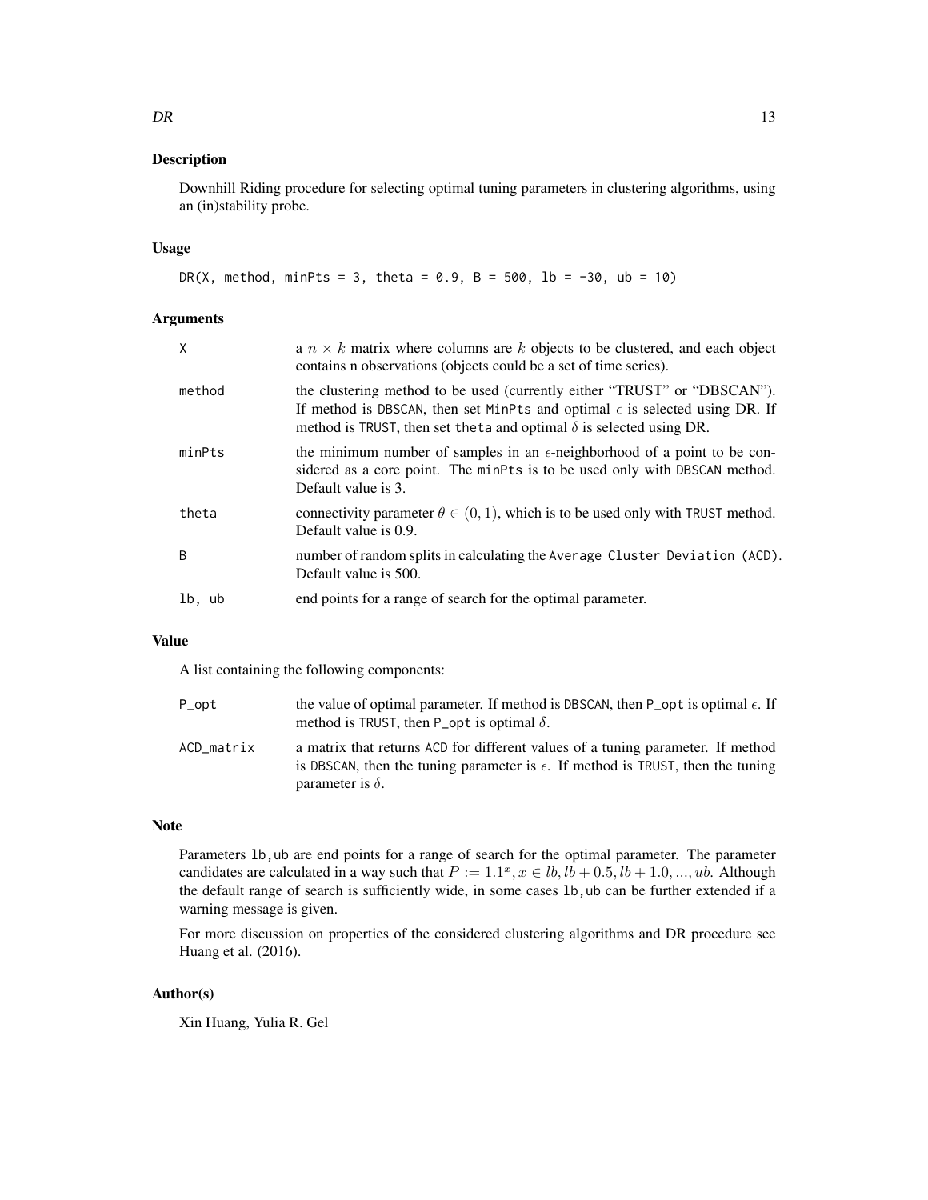## Description

Downhill Riding procedure for selecting optimal tuning parameters in clustering algorithms, using an (in)stability probe.

## Usage

```
DR(X, method, minPts = 3, theta = 0.9, B = 500, lb = -30, ub = 10)
```

## Arguments

| | |
|---|---|
| X | a $n \times k$ matrix where columns are $k$ objects to be clustered, and each object contains n observations (objects could be a set of time series). |
| method | the clustering method to be used (currently either "TRUST" or "DBSCAN"). If method is DBSCAN, then set MinPts and optimal $\epsilon$ is selected using DR. If method is TRUST, then set theta and optimal $\delta$ is selected using DR. |
| minPts | the minimum number of samples in an $\epsilon$-neighborhood of a point to be considered as a core point. The minPts is to be used only with DBSCAN method. Default value is 3. |
| theta | connectivity parameter $\theta \in (0, 1)$, which is to be used only with TRUST method. Default value is 0.9. |
| B | number of random splits in calculating the Average Cluster Deviation (ACD). Default value is 500. |
| lb, ub | end points for a range of search for the optimal parameter. |

## Value

A list containing the following components:

| | |
|---|---|
| P_opt | the value of optimal parameter. If method is DBSCAN, then P_opt is optimal $\epsilon$. If method is TRUST, then P_opt is optimal $\delta$. |
| ACD_matrix | a matrix that returns ACD for different values of a tuning parameter. If method is DBSCAN, then the tuning parameter is $\epsilon$. If method is TRUST, then the tuning parameter is $\delta$. |

## Note

Parameters lb,ub are end points for a range of search for the optimal parameter. The parameter candidates are calculated in a way such that $P := 1.1^x, x \in lb, lb + 0.5, lb + 1.0, ..., ub$. Although the default range of search is sufficiently wide, in some cases lb,ub can be further extended if a warning message is given.

For more discussion on properties of the considered clustering algorithms and DR procedure see Huang et al. (2016).

## Author(s)

Xin Huang, Yulia R. Gel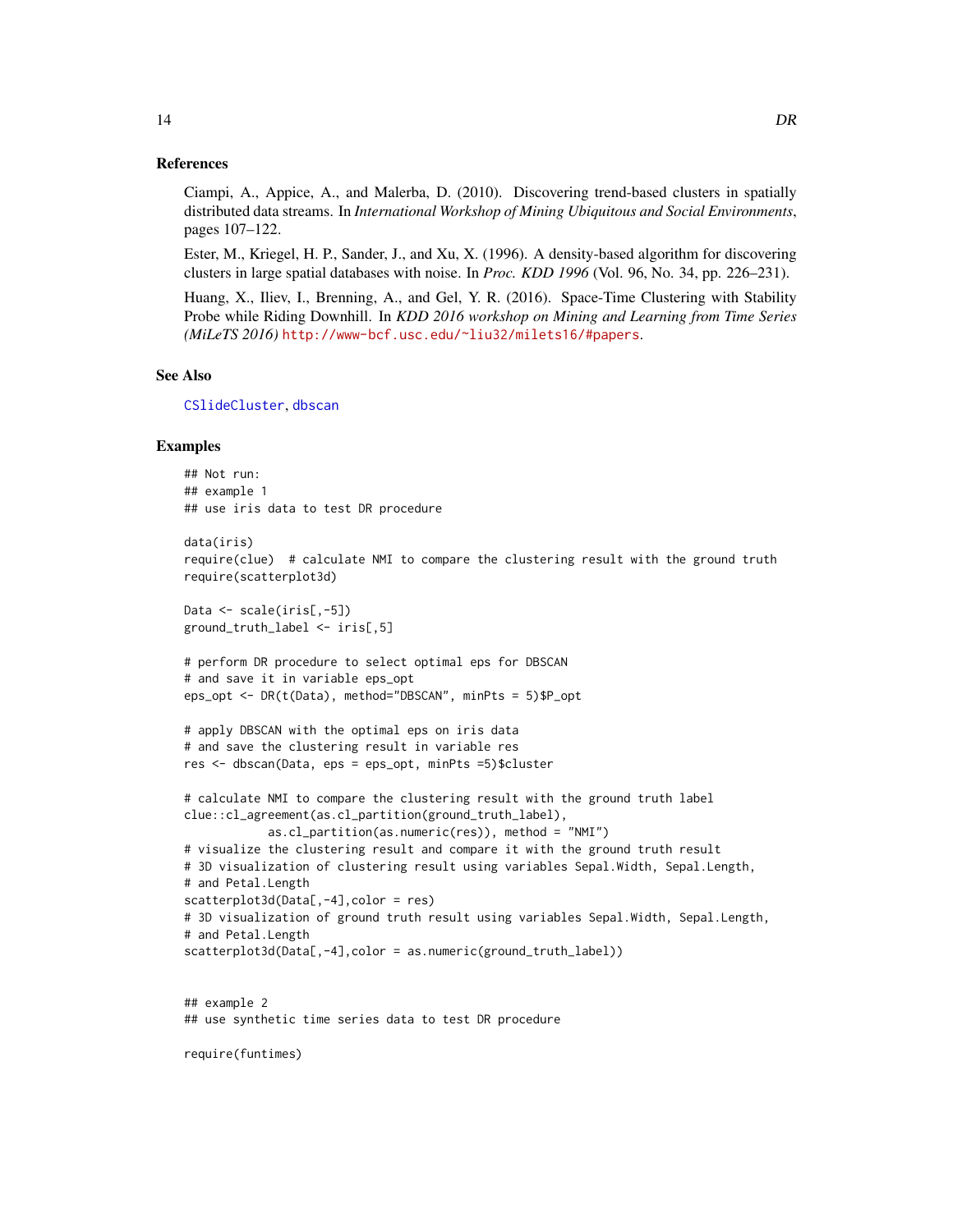### References

Ciampi, A., Appice, A., and Malerba, D. (2010). Discovering trend-based clusters in spatially distributed data streams. In *International Workshop of Mining Ubiquitous and Social Environments*, pages 107–122.

Ester, M., Kriegel, H. P., Sander, J., and Xu, X. (1996). A density-based algorithm for discovering clusters in large spatial databases with noise. In *Proc. KDD 1996* (Vol. 96, No. 34, pp. 226–231).

Huang, X., Iliev, I., Brenning, A., and Gel, Y. R. (2016). Space-Time Clustering with Stability Probe while Riding Downhill. In *KDD 2016 workshop on Mining and Learning from Time Series (MiLeTS 2016)* http://www-bcf.usc.edu/~liu32/milets16/#papers.

### See Also

CSlideCluster, dbscan

### Examples

```
## Not run:
## example 1
## use iris data to test DR procedure

data(iris)
require(clue)  # calculate NMI to compare the clustering result with the ground truth
require(scatterplot3d)

Data <- scale(iris[,-5])
ground_truth_label <- iris[,5]

# perform DR procedure to select optimal eps for DBSCAN
# and save it in variable eps_opt
eps_opt <- DR(t(Data), method="DBSCAN", minPts = 5)$P_opt

# apply DBSCAN with the optimal eps on iris data
# and save the clustering result in variable res
res <- dbscan(Data, eps = eps_opt, minPts =5)$cluster

# calculate NMI to compare the clustering result with the ground truth label
clue::cl_agreement(as.cl_partition(ground_truth_label),
            as.cl_partition(as.numeric(res)), method = "NMI")
# visualize the clustering result and compare it with the ground truth result
# 3D visualization of clustering result using variables Sepal.Width, Sepal.Length,
# and Petal.Length
scatterplot3d(Data[,-4],color = res)
# 3D visualization of ground truth result using variables Sepal.Width, Sepal.Length,
# and Petal.Length
scatterplot3d(Data[,-4],color = as.numeric(ground_truth_label))


## example 2
## use synthetic time series data to test DR procedure

require(funtimes)
```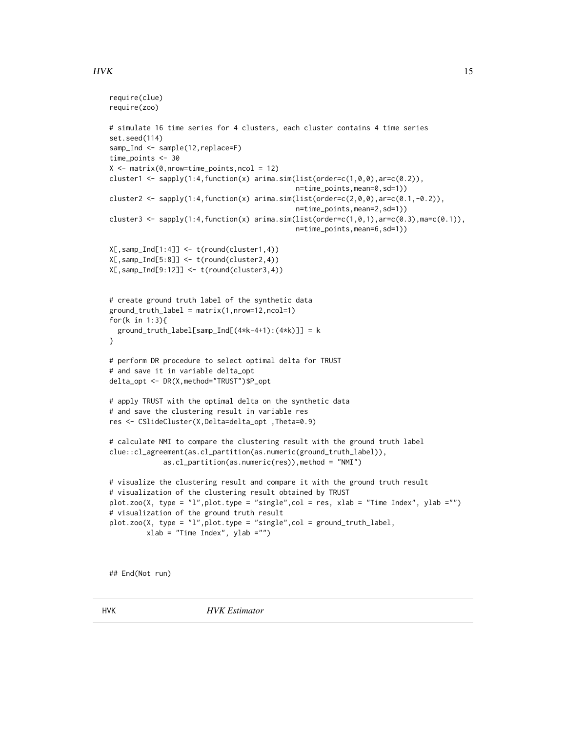```
require(clue)
require(zoo)

# simulate 16 time series for 4 clusters, each cluster contains 4 time series
set.seed(114)
samp_Ind <- sample(12,replace=F)
time_points <- 30
X <- matrix(0,nrow=time_points,ncol = 12)
cluster1 <- sapply(1:4,function(x) arima.sim(list(order=c(1,0,0),ar=c(0.2)),
                                             n=time_points,mean=0,sd=1))
cluster2 <- sapply(1:4,function(x) arima.sim(list(order=c(2,0,0),ar=c(0.1,-0.2)),
                                             n=time_points,mean=2,sd=1))
cluster3 <- sapply(1:4,function(x) arima.sim(list(order=c(1,0,1),ar=c(0.3),ma=c(0.1)),
                                             n=time_points,mean=6,sd=1))

X[,samp_Ind[1:4]] <- t(round(cluster1,4))
X[,samp_Ind[5:8]] <- t(round(cluster2,4))
X[,samp_Ind[9:12]] <- t(round(cluster3,4))


# create ground truth label of the synthetic data
ground_truth_label = matrix(1,nrow=12,ncol=1)
for(k in 1:3){
  ground_truth_label[samp_Ind[(4*k-4+1):(4*k)]] = k
}

# perform DR procedure to select optimal delta for TRUST
# and save it in variable delta_opt
delta_opt <- DR(X,method="TRUST")$P_opt

# apply TRUST with the optimal delta on the synthetic data
# and save the clustering result in variable res
res <- CSlideCluster(X,Delta=delta_opt ,Theta=0.9)

# calculate NMI to compare the clustering result with the ground truth label
clue::cl_agreement(as.cl_partition(as.numeric(ground_truth_label)),
             as.cl_partition(as.numeric(res)),method = "NMI")

# visualize the clustering result and compare it with the ground truth result
# visualization of the clustering result obtained by TRUST
plot.zoo(X, type = "l",plot.type = "single",col = res, xlab = "Time Index", ylab ="")
# visualization of the ground truth result
plot.zoo(X, type = "l",plot.type = "single",col = ground_truth_label,
        xlab = "Time Index", ylab ="")


## End(Not run)
```

---

HVK — *HVK Estimator*

---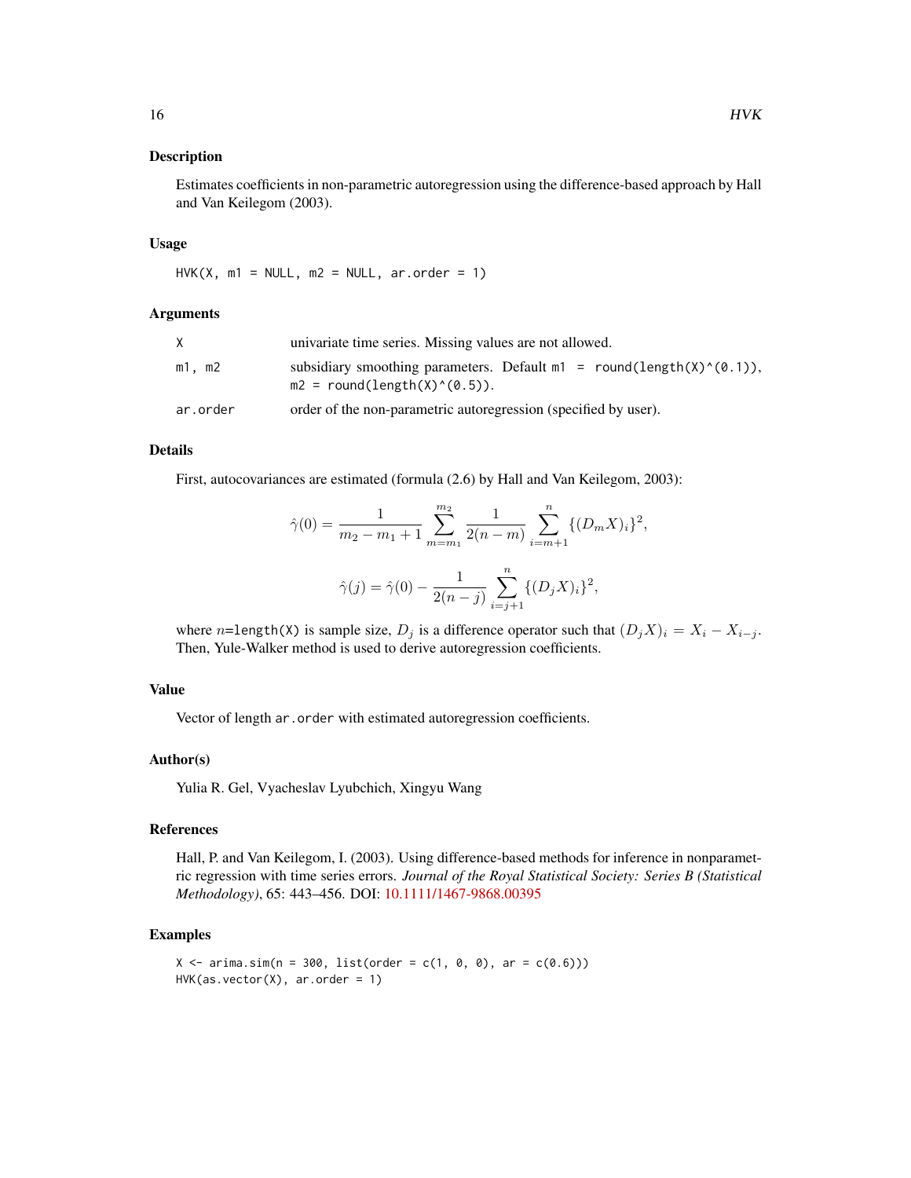### Description

Estimates coefficients in non-parametric autoregression using the difference-based approach by Hall and Van Keilegom (2003).

### Usage

```
HVK(X, m1 = NULL, m2 = NULL, ar.order = 1)
```

### Arguments

| | |
|---|---|
| `X` | univariate time series. Missing values are not allowed. |
| `m1, m2` | subsidiary smoothing parameters. Default `m1 = round(length(X)^(0.1))`, `m2 = round(length(X)^(0.5))`. |
| `ar.order` | order of the non-parametric autoregression (specified by user). |

### Details

First, autocovariances are estimated (formula (2.6) by Hall and Van Keilegom, 2003):

$$\hat{\gamma}(0) = \frac{1}{m_2 - m_1 + 1} \sum_{m=m_1}^{m_2} \frac{1}{2(n-m)} \sum_{i=m+1}^{n} \{(D_m X)_i\}^2,$$

$$\hat{\gamma}(j) = \hat{\gamma}(0) - \frac{1}{2(n-j)} \sum_{i=j+1}^{n} \{(D_j X)_i\}^2,$$

where $n$=`length(X)` is sample size, $D_j$ is a difference operator such that $(D_j X)_i = X_i - X_{i-j}$. Then, Yule-Walker method is used to derive autoregression coefficients.

### Value

Vector of length `ar.order` with estimated autoregression coefficients.

### Author(s)

Yulia R. Gel, Vyacheslav Lyubchich, Xingyu Wang

### References

Hall, P. and Van Keilegom, I. (2003). Using difference-based methods for inference in nonparametric regression with time series errors. *Journal of the Royal Statistical Society: Series B (Statistical Methodology)*, 65: 443–456. DOI: 10.1111/1467-9868.00395

### Examples

```
X <- arima.sim(n = 300, list(order = c(1, 0, 0), ar = c(0.6)))
HVK(as.vector(X), ar.order = 1)
```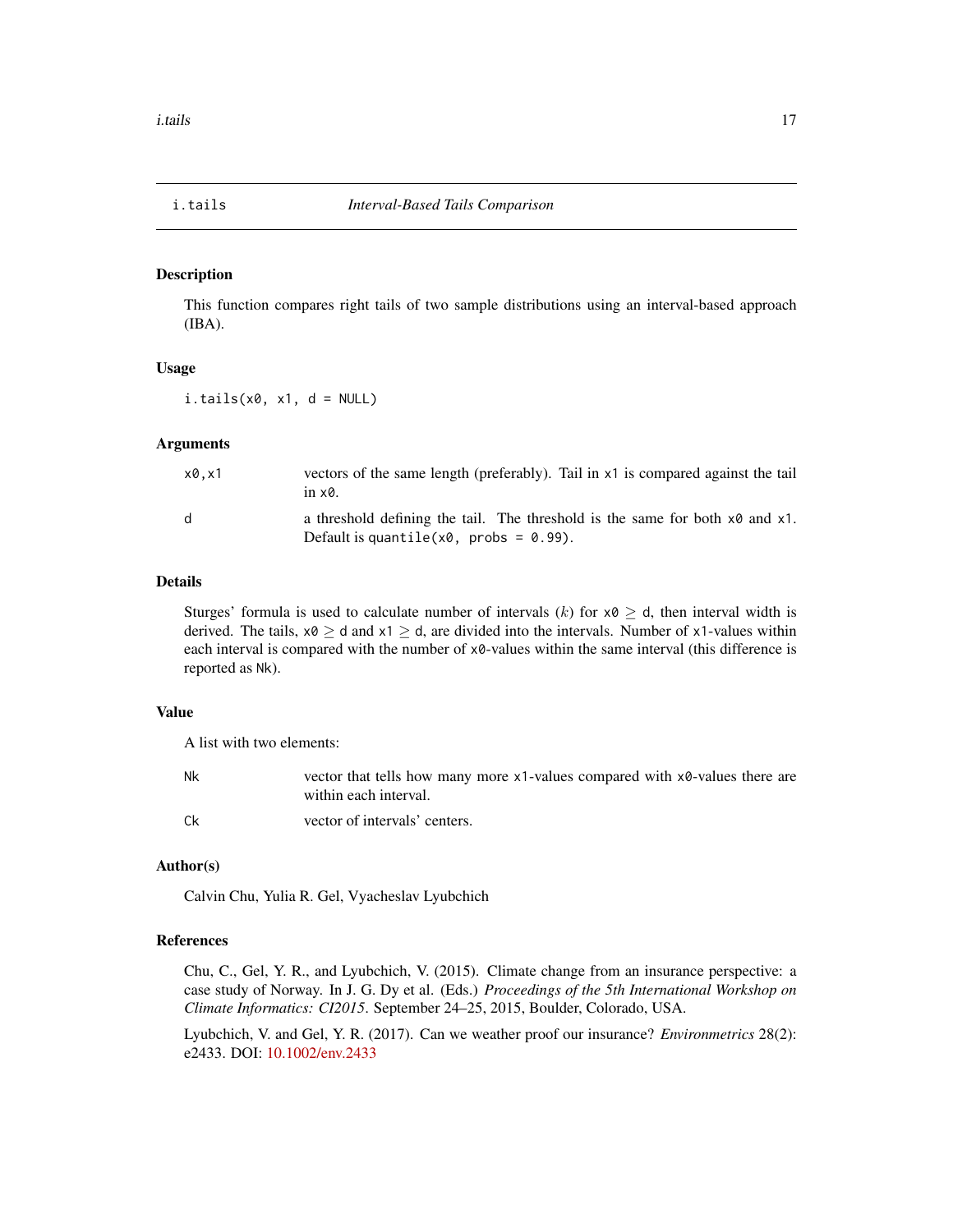## i.tails — *Interval-Based Tails Comparison*

### Description

This function compares right tails of two sample distributions using an interval-based approach (IBA).

### Usage

```
i.tails(x0, x1, d = NULL)
```

### Arguments

| | |
|---|---|
| `x0,x1` | vectors of the same length (preferably). Tail in `x1` is compared against the tail in `x0`. |
| `d` | a threshold defining the tail. The threshold is the same for both `x0` and `x1`. Default is `quantile(x0, probs = 0.99)`. |

### Details

Sturges' formula is used to calculate number of intervals ($k$) for `x0` $\geq$ `d`, then interval width is derived. The tails, `x0` $\geq$ `d` and `x1` $\geq$ `d`, are divided into the intervals. Number of `x1`-values within each interval is compared with the number of `x0`-values within the same interval (this difference is reported as `Nk`).

### Value

A list with two elements:

| | |
|---|---|
| `Nk` | vector that tells how many more `x1`-values compared with `x0`-values there are within each interval. |
| `Ck` | vector of intervals' centers. |

### Author(s)

Calvin Chu, Yulia R. Gel, Vyacheslav Lyubchich

### References

Chu, C., Gel, Y. R., and Lyubchich, V. (2015). Climate change from an insurance perspective: a case study of Norway. In J. G. Dy et al. (Eds.) *Proceedings of the 5th International Workshop on Climate Informatics: CI2015*. September 24–25, 2015, Boulder, Colorado, USA.

Lyubchich, V. and Gel, Y. R. (2017). Can we weather proof our insurance? *Environmetrics* 28(2): e2433. DOI: 10.1002/env.2433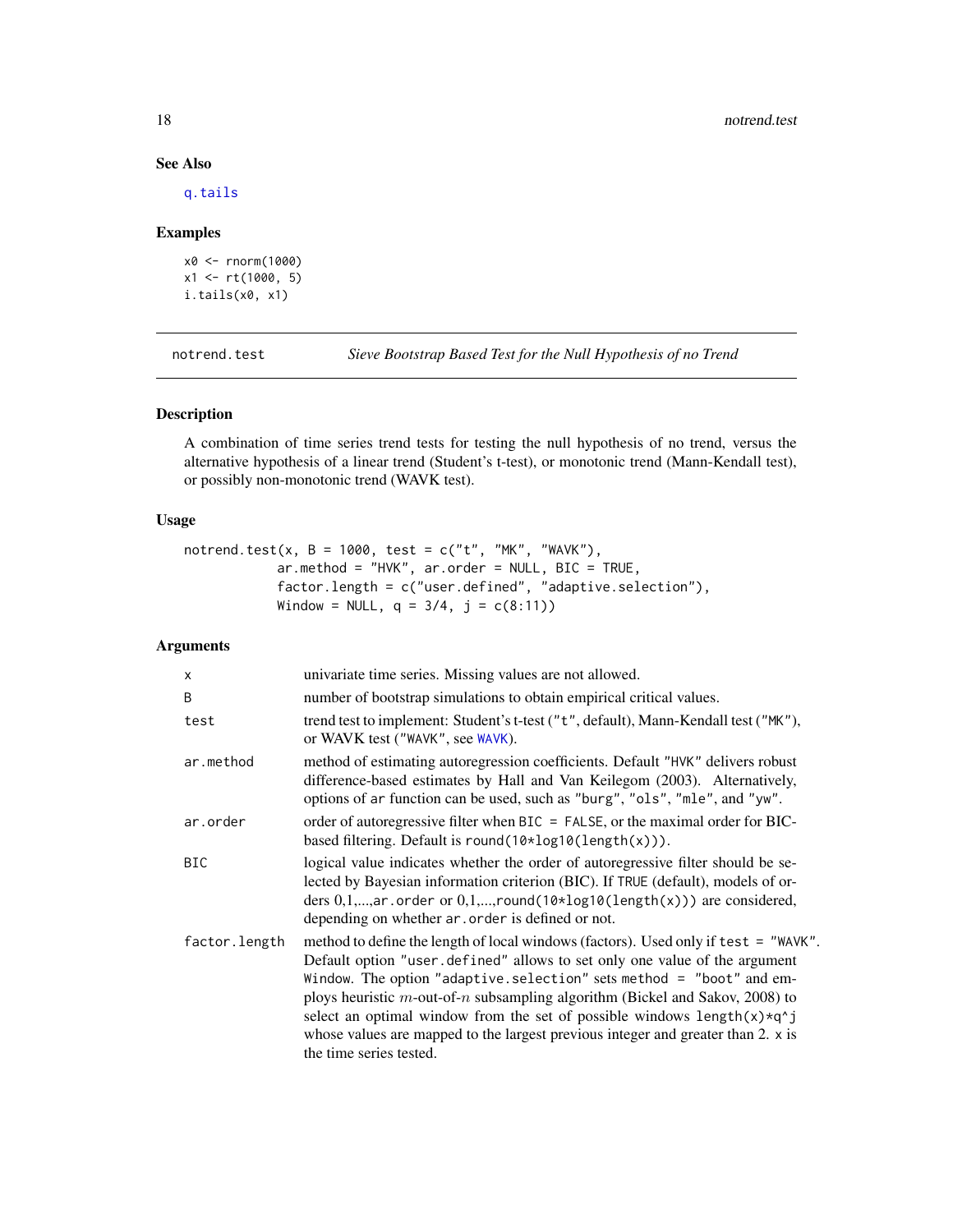### See Also

q.tails

### Examples

```
x0 <- rnorm(1000)
x1 <- rt(1000, 5)
i.tails(x0, x1)
```

---

## notrend.test — *Sieve Bootstrap Based Test for the Null Hypothesis of no Trend*

### Description

A combination of time series trend tests for testing the null hypothesis of no trend, versus the alternative hypothesis of a linear trend (Student's t-test), or monotonic trend (Mann-Kendall test), or possibly non-monotonic trend (WAVK test).

### Usage

```
notrend.test(x, B = 1000, test = c("t", "MK", "WAVK"),
             ar.method = "HVK", ar.order = NULL, BIC = TRUE,
             factor.length = c("user.defined", "adaptive.selection"),
             Window = NULL, q = 3/4, j = c(8:11))
```

### Arguments

| | |
|---|---|
| `x` | univariate time series. Missing values are not allowed. |
| `B` | number of bootstrap simulations to obtain empirical critical values. |
| `test` | trend test to implement: Student's t-test (`"t"`, default), Mann-Kendall test (`"MK"`), or WAVK test (`"WAVK"`, see `WAVK`). |
| `ar.method` | method of estimating autoregression coefficients. Default `"HVK"` delivers robust difference-based estimates by Hall and Van Keilegom (2003). Alternatively, options of `ar` function can be used, such as `"burg"`, `"ols"`, `"mle"`, and `"yw"`. |
| `ar.order` | order of autoregressive filter when `BIC = FALSE`, or the maximal order for BIC-based filtering. Default is `round(10*log10(length(x)))`. |
| `BIC` | logical value indicates whether the order of autoregressive filter should be selected by Bayesian information criterion (BIC). If `TRUE` (default), models of orders 0,1,...,ar.order or 0,1,...,`round(10*log10(length(x)))` are considered, depending on whether `ar.order` is defined or not. |
| `factor.length` | method to define the length of local windows (factors). Used only if `test = "WAVK"`. Default option `"user.defined"` allows to set only one value of the argument `Window`. The option `"adaptive.selection"` sets `method = "boot"` and employs heuristic $m$-out-of-$n$ subsampling algorithm (Bickel and Sakov, 2008) to select an optimal window from the set of possible windows `length(x)*q^j` whose values are mapped to the largest previous integer and greater than 2. `x` is the time series tested. |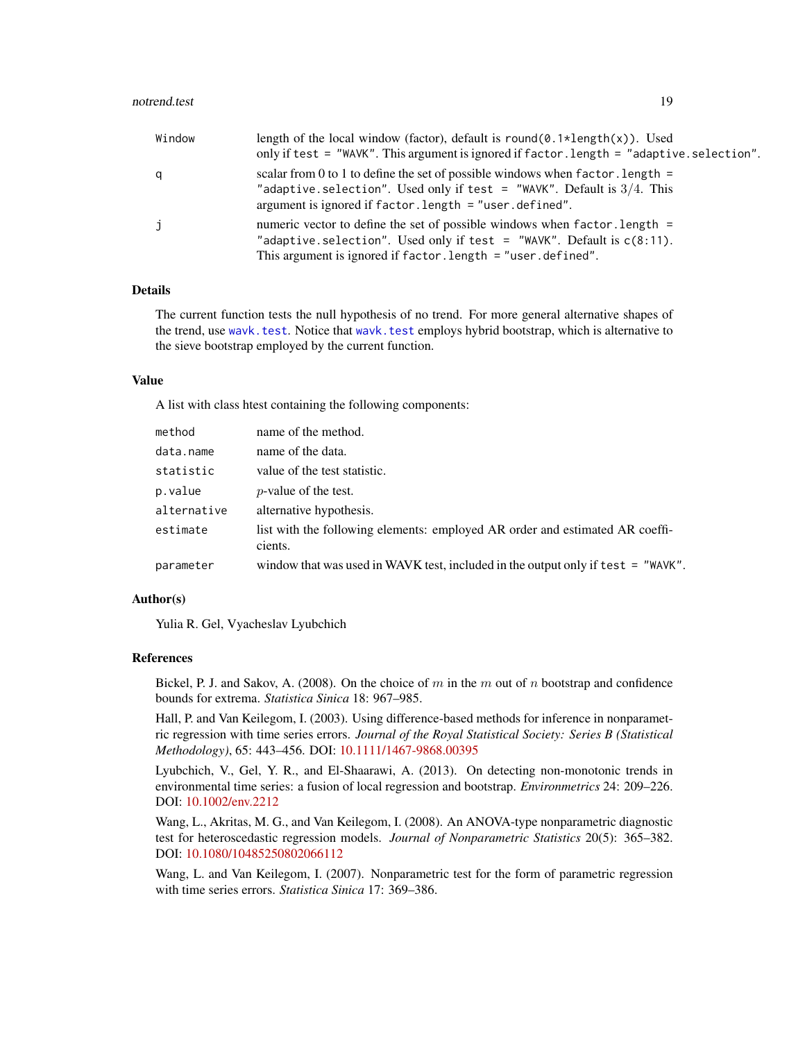| | |
|---|---|
| Window | length of the local window (factor), default is `round(0.1*length(x))`. Used only if `test = "WAVK"`. This argument is ignored if `factor.length = "adaptive.selection"`. |
| q | scalar from 0 to 1 to define the set of possible windows when `factor.length = "adaptive.selection"`. Used only if `test = "WAVK"`. Default is $3/4$. This argument is ignored if `factor.length = "user.defined"`. |
| j | numeric vector to define the set of possible windows when `factor.length = "adaptive.selection"`. Used only if `test = "WAVK"`. Default is `c(8:11)`. This argument is ignored if `factor.length = "user.defined"`. |

## Details

The current function tests the null hypothesis of no trend. For more general alternative shapes of the trend, use `wavk.test`. Notice that `wavk.test` employs hybrid bootstrap, which is alternative to the sieve bootstrap employed by the current function.

## Value

A list with class htest containing the following components:

| | |
|---|---|
| method | name of the method. |
| data.name | name of the data. |
| statistic | value of the test statistic. |
| p.value | $p$-value of the test. |
| alternative | alternative hypothesis. |
| estimate | list with the following elements: employed AR order and estimated AR coefficients. |
| parameter | window that was used in WAVK test, included in the output only if `test = "WAVK"`. |

## Author(s)

Yulia R. Gel, Vyacheslav Lyubchich

## References

Bickel, P. J. and Sakov, A. (2008). On the choice of $m$ in the $m$ out of $n$ bootstrap and confidence bounds for extrema. *Statistica Sinica* 18: 967–985.

Hall, P. and Van Keilegom, I. (2003). Using difference-based methods for inference in nonparametric regression with time series errors. *Journal of the Royal Statistical Society: Series B (Statistical Methodology)*, 65: 443–456. DOI: 10.1111/1467-9868.00395

Lyubchich, V., Gel, Y. R., and El-Shaarawi, A. (2013). On detecting non-monotonic trends in environmental time series: a fusion of local regression and bootstrap. *Environmetrics* 24: 209–226. DOI: 10.1002/env.2212

Wang, L., Akritas, M. G., and Van Keilegom, I. (2008). An ANOVA-type nonparametric diagnostic test for heteroscedastic regression models. *Journal of Nonparametric Statistics* 20(5): 365–382. DOI: 10.1080/10485250802066112

Wang, L. and Van Keilegom, I. (2007). Nonparametric test for the form of parametric regression with time series errors. *Statistica Sinica* 17: 369–386.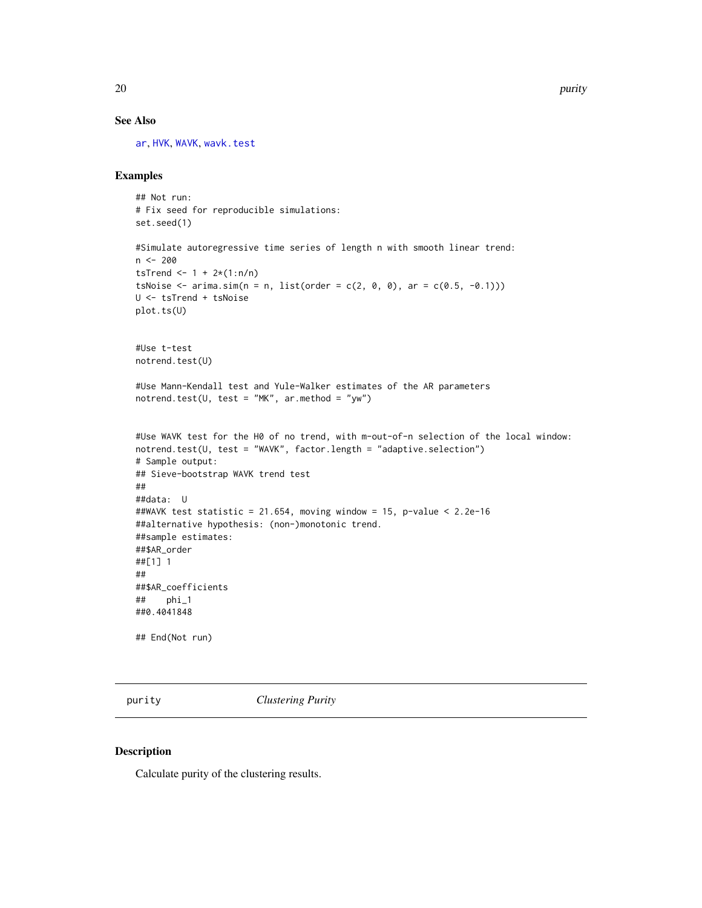## See Also

ar, HVK, WAVK, wavk.test

## Examples

```
## Not run:
# Fix seed for reproducible simulations:
set.seed(1)

#Simulate autoregressive time series of length n with smooth linear trend:
n <- 200
tsTrend <- 1 + 2*(1:n/n)
tsNoise <- arima.sim(n = n, list(order = c(2, 0, 0), ar = c(0.5, -0.1)))
U <- tsTrend + tsNoise
plot.ts(U)


#Use t-test
notrend.test(U)

#Use Mann-Kendall test and Yule-Walker estimates of the AR parameters
notrend.test(U, test = "MK", ar.method = "yw")


#Use WAVK test for the H0 of no trend, with m-out-of-n selection of the local window:
notrend.test(U, test = "WAVK", factor.length = "adaptive.selection")
# Sample output:
## Sieve-bootstrap WAVK trend test
##
##data:  U
##WAVK test statistic = 21.654, moving window = 15, p-value < 2.2e-16
##alternative hypothesis: (non-)monotonic trend.
##sample estimates:
##$AR_order
##[1] 1
##
##$AR_coefficients
##    phi_1
##0.4041848

## End(Not run)
```

---

# purity — *Clustering Purity*

## Description

Calculate purity of the clustering results.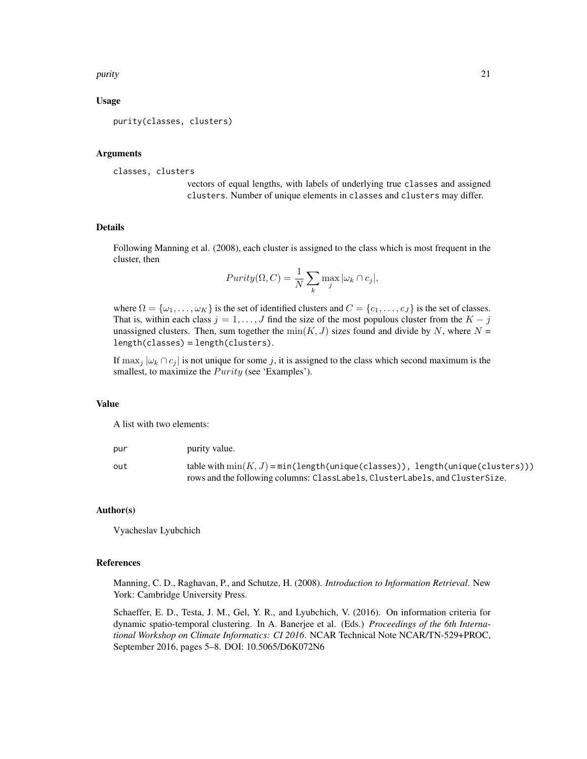### Usage

```
purity(classes, clusters)
```

### Arguments

`classes, clusters`
: vectors of equal lengths, with labels of underlying true `classes` and assigned `clusters`. Number of unique elements in `classes` and `clusters` may differ.

### Details

Following Manning et al. (2008), each cluster is assigned to the class which is most frequent in the cluster, then

$$Purity(\Omega, C) = \frac{1}{N} \sum_{k} \max_{j} |\omega_k \cap c_j|,$$

where $\Omega = \{\omega_1, \ldots, \omega_K\}$ is the set of identified clusters and $C = \{c_1, \ldots, c_J\}$ is the set of classes. That is, within each class $j = 1, \ldots, J$ find the size of the most populous cluster from the $K - j$ unassigned clusters. Then, sum together the $\min(K, J)$ sizes found and divide by $N$, where $N$ = `length(classes)` = `length(clusters)`.

If $\max_j |\omega_k \cap c_j|$ is not unique for some $j$, it is assigned to the class which second maximum is the smallest, to maximize the $Purity$ (see 'Examples').

### Value

A list with two elements:

`pur`
: purity value.

`out`
: table with $\min(K, J)$ = `min(length(unique(classes)), length(unique(clusters)))` rows and the following columns: `ClassLabels`, `ClusterLabels`, and `ClusterSize`.

### Author(s)

Vyacheslav Lyubchich

### References

Manning, C. D., Raghavan, P., and Schutze, H. (2008). *Introduction to Information Retrieval*. New York: Cambridge University Press.

Schaeffer, E. D., Testa, J. M., Gel, Y. R., and Lyubchich, V. (2016). On information criteria for dynamic spatio-temporal clustering. In A. Banerjee et al. (Eds.) *Proceedings of the 6th International Workshop on Climate Informatics: CI 2016*. NCAR Technical Note NCAR/TN-529+PROC, September 2016, pages 5–8. DOI: 10.5065/D6K072N6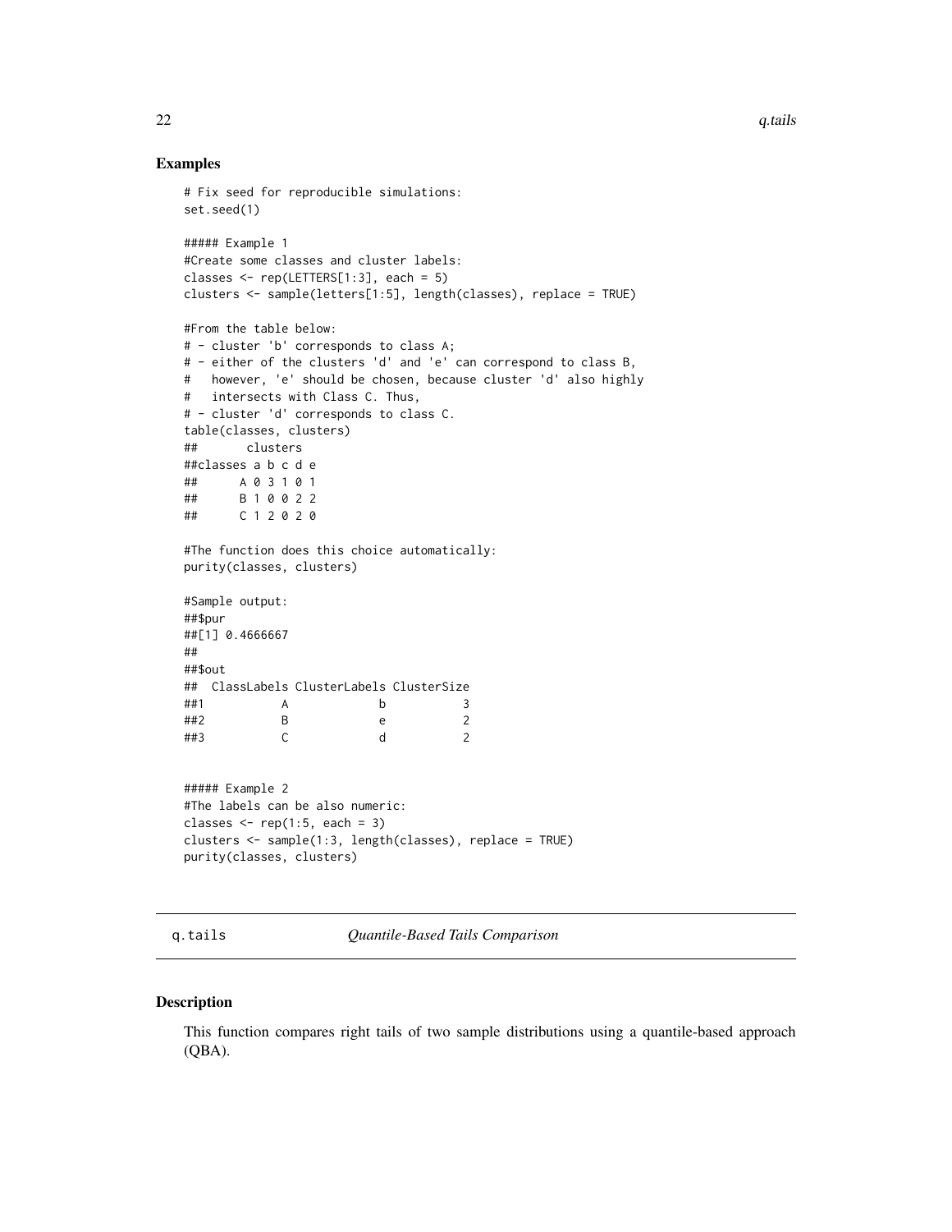## Examples

```
# Fix seed for reproducible simulations:
set.seed(1)

##### Example 1
#Create some classes and cluster labels:
classes <- rep(LETTERS[1:3], each = 5)
clusters <- sample(letters[1:5], length(classes), replace = TRUE)

#From the table below:
# - cluster 'b' corresponds to class A;
# - either of the clusters 'd' and 'e' can correspond to class B,
#   however, 'e' should be chosen, because cluster 'd' also highly
#   intersects with Class C. Thus,
# - cluster 'd' corresponds to class C.
table(classes, clusters)
##       clusters
##classes a b c d e
##      A 0 3 1 0 1
##      B 1 0 0 2 2
##      C 1 2 0 2 0

#The function does this choice automatically:
purity(classes, clusters)

#Sample output:
##$pur
##[1] 0.4666667
##
##$out
##  ClassLabels ClusterLabels ClusterSize
##1           A             b           3
##2           B             e           2
##3           C             d           2


##### Example 2
#The labels can be also numeric:
classes <- rep(1:5, each = 3)
clusters <- sample(1:3, length(classes), replace = TRUE)
purity(classes, clusters)
```

---

q.tails *Quantile-Based Tails Comparison*

---

## Description

This function compares right tails of two sample distributions using a quantile-based approach (QBA).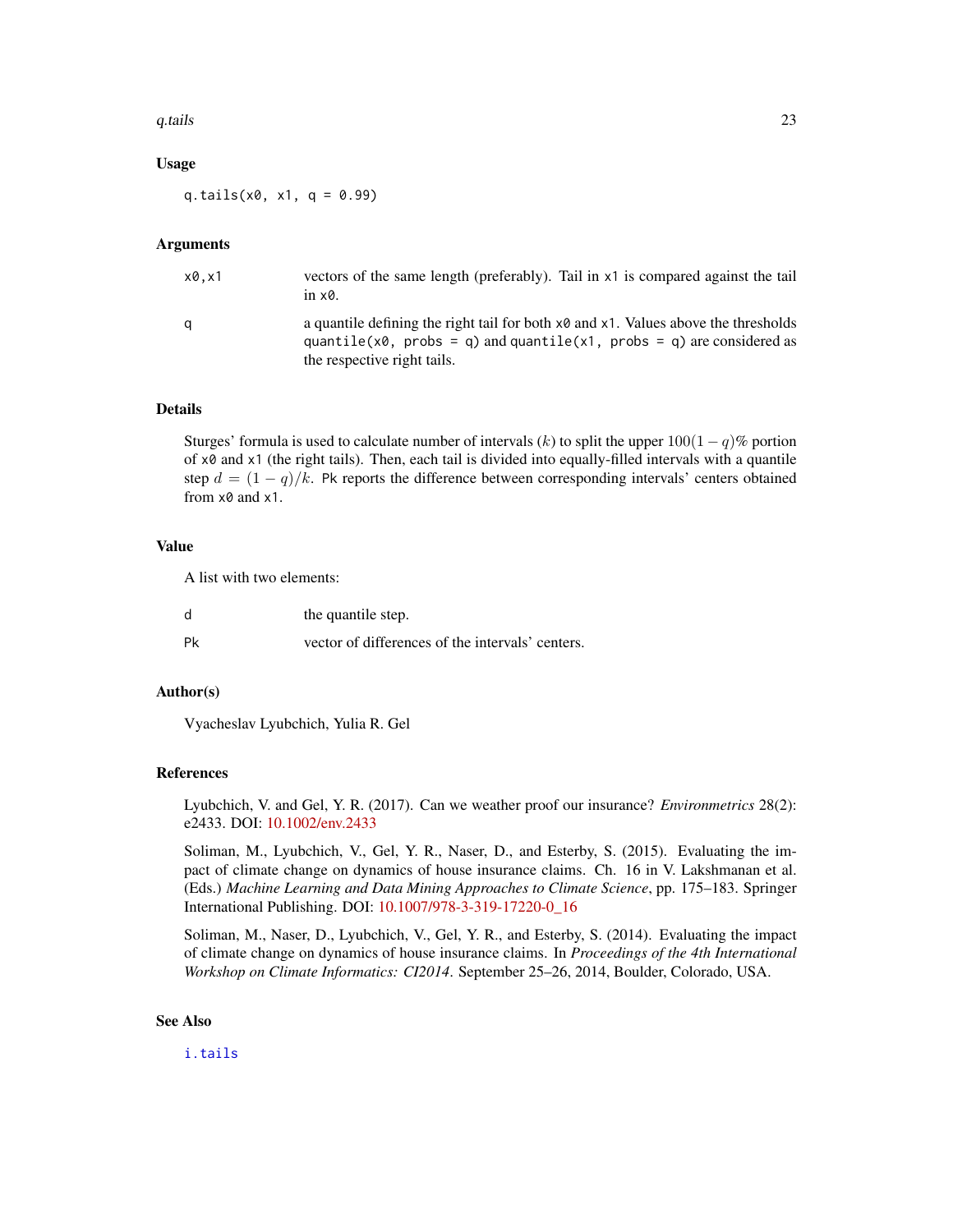### Usage

```
q.tails(x0, x1, q = 0.99)
```

### Arguments

| | |
|---|---|
| x0,x1 | vectors of the same length (preferably). Tail in x1 is compared against the tail in x0. |
| q | a quantile defining the right tail for both x0 and x1. Values above the thresholds quantile(x0, probs = q) and quantile(x1, probs = q) are considered as the respective right tails. |

### Details

Sturges' formula is used to calculate number of intervals ($k$) to split the upper $100(1-q)\%$ portion of x0 and x1 (the right tails). Then, each tail is divided into equally-filled intervals with a quantile step $d = (1-q)/k$. Pk reports the difference between corresponding intervals' centers obtained from x0 and x1.

### Value

A list with two elements:

| | |
|---|---|
| d | the quantile step. |
| Pk | vector of differences of the intervals' centers. |

### Author(s)

Vyacheslav Lyubchich, Yulia R. Gel

### References

Lyubchich, V. and Gel, Y. R. (2017). Can we weather proof our insurance? *Environmetrics* 28(2): e2433. DOI: 10.1002/env.2433

Soliman, M., Lyubchich, V., Gel, Y. R., Naser, D., and Esterby, S. (2015). Evaluating the impact of climate change on dynamics of house insurance claims. Ch. 16 in V. Lakshmanan et al. (Eds.) *Machine Learning and Data Mining Approaches to Climate Science*, pp. 175–183. Springer International Publishing. DOI: 10.1007/978-3-319-17220-0_16

Soliman, M., Naser, D., Lyubchich, V., Gel, Y. R., and Esterby, S. (2014). Evaluating the impact of climate change on dynamics of house insurance claims. In *Proceedings of the 4th International Workshop on Climate Informatics: CI2014*. September 25–26, 2014, Boulder, Colorado, USA.

### See Also

i.tails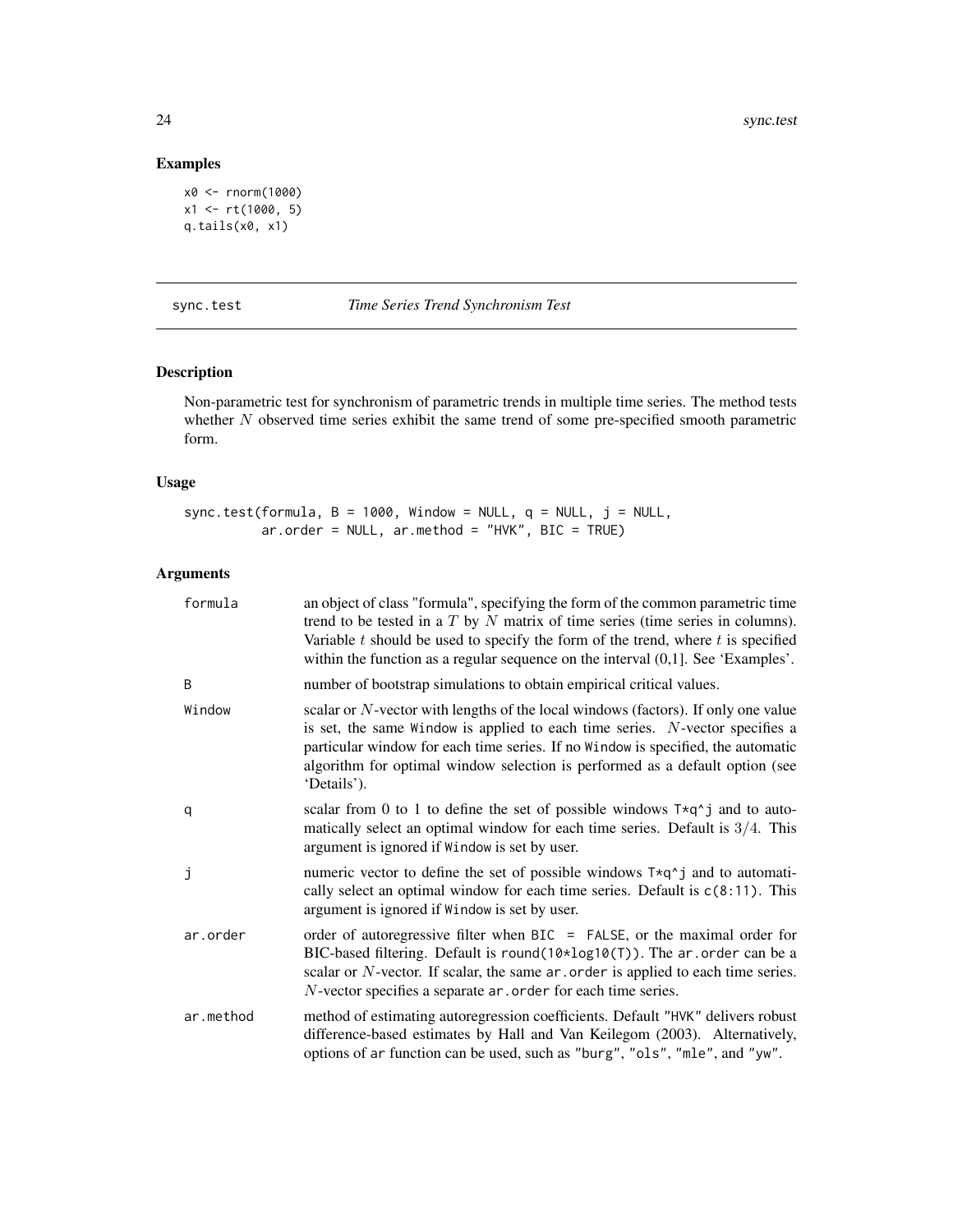## Examples

```
x0 <- rnorm(1000)
x1 <- rt(1000, 5)
q.tails(x0, x1)
```

---

## sync.test — *Time Series Trend Synchronism Test*

---

### Description

Non-parametric test for synchronism of parametric trends in multiple time series. The method tests whether $N$ observed time series exhibit the same trend of some pre-specified smooth parametric form.

### Usage

```
sync.test(formula, B = 1000, Window = NULL, q = NULL, j = NULL,
          ar.order = NULL, ar.method = "HVK", BIC = TRUE)
```

### Arguments

| | |
|---|---|
| formula | an object of class "formula", specifying the form of the common parametric time trend to be tested in a $T$ by $N$ matrix of time series (time series in columns). Variable $t$ should be used to specify the form of the trend, where $t$ is specified within the function as a regular sequence on the interval (0,1]. See 'Examples'. |
| B | number of bootstrap simulations to obtain empirical critical values. |
| Window | scalar or $N$-vector with lengths of the local windows (factors). If only one value is set, the same Window is applied to each time series. $N$-vector specifies a particular window for each time series. If no Window is specified, the automatic algorithm for optimal window selection is performed as a default option (see 'Details'). |
| q | scalar from 0 to 1 to define the set of possible windows T*q^j and to automatically select an optimal window for each time series. Default is $3/4$. This argument is ignored if Window is set by user. |
| j | numeric vector to define the set of possible windows T*q^j and to automatically select an optimal window for each time series. Default is c(8:11). This argument is ignored if Window is set by user. |
| ar.order | order of autoregressive filter when BIC = FALSE, or the maximal order for BIC-based filtering. Default is round(10*log10(T)). The ar.order can be a scalar or $N$-vector. If scalar, the same ar.order is applied to each time series. $N$-vector specifies a separate ar.order for each time series. |
| ar.method | method of estimating autoregression coefficients. Default "HVK" delivers robust difference-based estimates by Hall and Van Keilegom (2003). Alternatively, options of ar function can be used, such as "burg", "ols", "mle", and "yw". |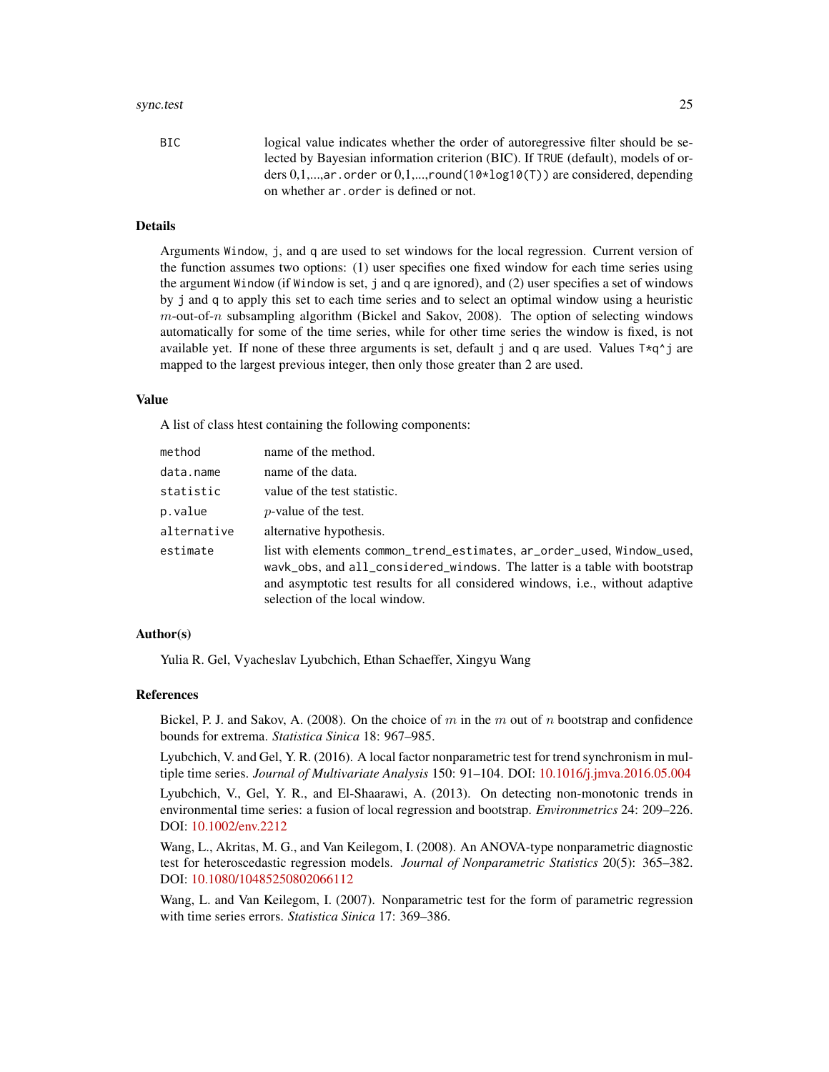BIC
: logical value indicates whether the order of autoregressive filter should be selected by Bayesian information criterion (BIC). If `TRUE` (default), models of orders 0,1,...,`ar.order` or 0,1,...,`round(10*log10(T))` are considered, depending on whether `ar.order` is defined or not.

## Details

Arguments `Window`, `j`, and `q` are used to set windows for the local regression. Current version of the function assumes two options: (1) user specifies one fixed window for each time series using the argument `Window` (if `Window` is set, `j` and `q` are ignored), and (2) user specifies a set of windows by `j` and `q` to apply this set to each time series and to select an optimal window using a heuristic $m$-out-of-$n$ subsampling algorithm (Bickel and Sakov, 2008). The option of selecting windows automatically for some of the time series, while for other time series the window is fixed, is not available yet. If none of these three arguments is set, default `j` and `q` are used. Values `T*q^j` are mapped to the largest previous integer, then only those greater than 2 are used.

## Value

A list of class htest containing the following components:

| | |
|---|---|
| `method` | name of the method. |
| `data.name` | name of the data. |
| `statistic` | value of the test statistic. |
| `p.value` | $p$-value of the test. |
| `alternative` | alternative hypothesis. |
| `estimate` | list with elements `common_trend_estimates`, `ar_order_used`, `Window_used`, `wavk_obs`, and `all_considered_windows`. The latter is a table with bootstrap and asymptotic test results for all considered windows, i.e., without adaptive selection of the local window. |

## Author(s)

Yulia R. Gel, Vyacheslav Lyubchich, Ethan Schaeffer, Xingyu Wang

## References

Bickel, P. J. and Sakov, A. (2008). On the choice of $m$ in the $m$ out of $n$ bootstrap and confidence bounds for extrema. *Statistica Sinica* 18: 967–985.

Lyubchich, V. and Gel, Y. R. (2016). A local factor nonparametric test for trend synchronism in multiple time series. *Journal of Multivariate Analysis* 150: 91–104. DOI: 10.1016/j.jmva.2016.05.004

Lyubchich, V., Gel, Y. R., and El-Shaarawi, A. (2013). On detecting non-monotonic trends in environmental time series: a fusion of local regression and bootstrap. *Environmetrics* 24: 209–226. DOI: 10.1002/env.2212

Wang, L., Akritas, M. G., and Van Keilegom, I. (2008). An ANOVA-type nonparametric diagnostic test for heteroscedastic regression models. *Journal of Nonparametric Statistics* 20(5): 365–382. DOI: 10.1080/10485250802066112

Wang, L. and Van Keilegom, I. (2007). Nonparametric test for the form of parametric regression with time series errors. *Statistica Sinica* 17: 369–386.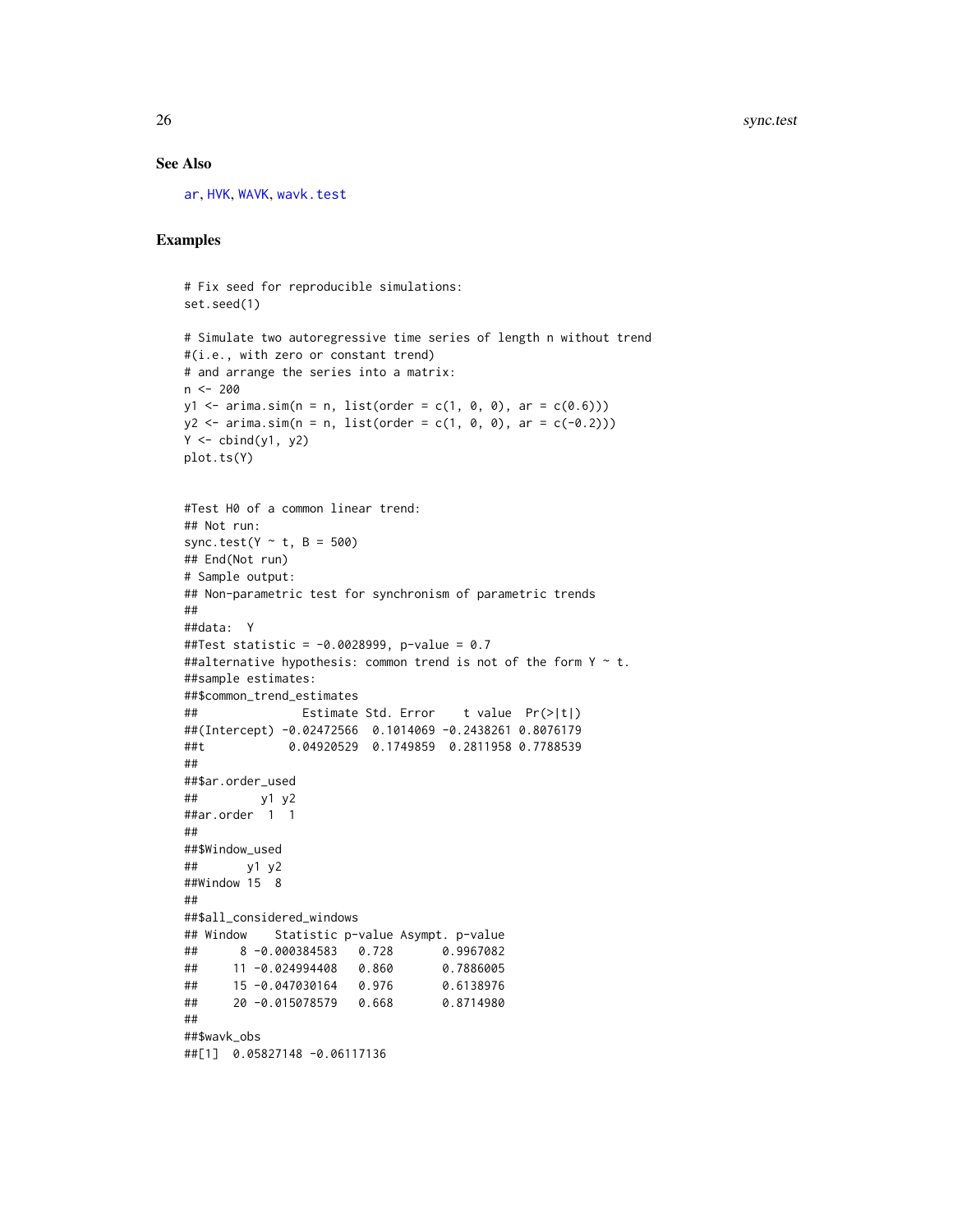### See Also

ar, HVK, WAVK, wavk.test

### Examples

```
# Fix seed for reproducible simulations:
set.seed(1)

# Simulate two autoregressive time series of length n without trend
#(i.e., with zero or constant trend)
# and arrange the series into a matrix:
n <- 200
y1 <- arima.sim(n = n, list(order = c(1, 0, 0), ar = c(0.6)))
y2 <- arima.sim(n = n, list(order = c(1, 0, 0), ar = c(-0.2)))
Y <- cbind(y1, y2)
plot.ts(Y)


#Test H0 of a common linear trend:
## Not run:
sync.test(Y ~ t, B = 500)
## End(Not run)
# Sample output:
## Non-parametric test for synchronism of parametric trends
##
##data:  Y
##Test statistic = -0.0028999, p-value = 0.7
##alternative hypothesis: common trend is not of the form Y ~ t.
##sample estimates:
##$common_trend_estimates
##               Estimate Std. Error    t value  Pr(>|t|)
##(Intercept) -0.02472566  0.1014069 -0.2438261 0.8076179
##t            0.04920529  0.1749859  0.2811958 0.7788539
##
##$ar.order_used
##         y1 y2
##ar.order  1  1
##
##$Window_used
##       y1 y2
##Window 15  8
##
##$all_considered_windows
## Window    Statistic p-value Asympt. p-value
##      8 -0.000384583   0.728       0.9967082
##     11 -0.024994408   0.860       0.7886005
##     15 -0.047030164   0.976       0.6138976
##     20 -0.015078579   0.668       0.8714980
##
##$wavk_obs
##[1]  0.05827148 -0.06117136
```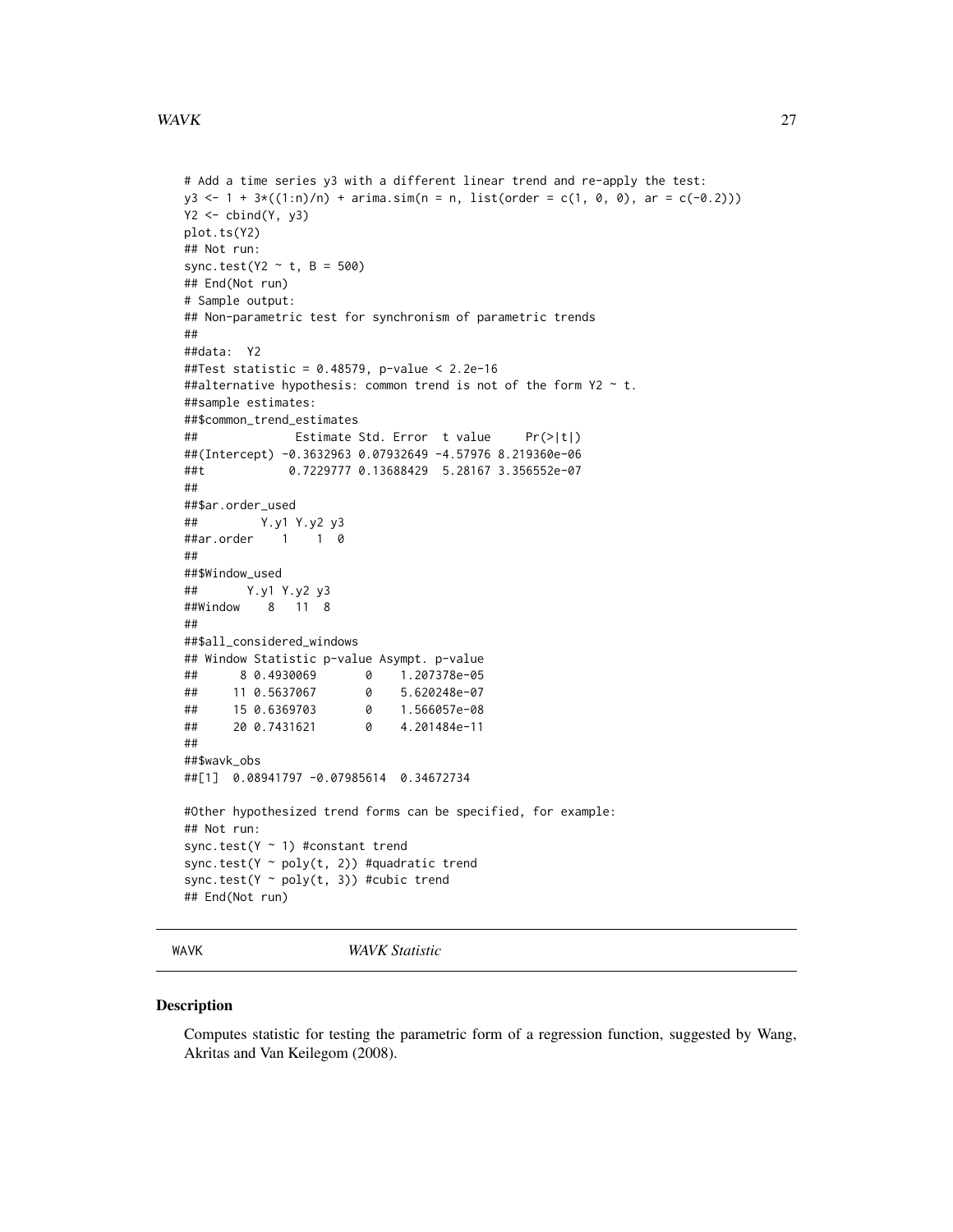```
# Add a time series y3 with a different linear trend and re-apply the test:
y3 <- 1 + 3*((1:n)/n) + arima.sim(n = n, list(order = c(1, 0, 0), ar = c(-0.2)))
Y2 <- cbind(Y, y3)
plot.ts(Y2)
## Not run:
sync.test(Y2 ~ t, B = 500)
## End(Not run)
# Sample output:
## Non-parametric test for synchronism of parametric trends
##
##data:  Y2
##Test statistic = 0.48579, p-value < 2.2e-16
##alternative hypothesis: common trend is not of the form Y2 ~ t.
##sample estimates:
##$common_trend_estimates
##               Estimate Std. Error  t value     Pr(>|t|)
##(Intercept) -0.3632963 0.07932649 -4.57976 8.219360e-06
##t            0.7229777 0.13688429  5.28167 3.356552e-07
##
##$ar.order_used
##         Y.y1 Y.y2 y3
##ar.order    1    1  0
##
##$Window_used
##       Y.y1 Y.y2 y3
##Window    8   11  8
##
##$all_considered_windows
## Window Statistic p-value Asympt. p-value
##      8 0.4930069       0    1.207378e-05
##     11 0.5637067       0    5.620248e-07
##     15 0.6369703       0    1.566057e-08
##     20 0.7431621       0    4.201484e-11
##
##$wavk_obs
##[1]  0.08941797 -0.07985614  0.34672734

#Other hypothesized trend forms can be specified, for example:
## Not run:
sync.test(Y ~ 1) #constant trend
sync.test(Y ~ poly(t, 2)) #quadratic trend
sync.test(Y ~ poly(t, 3)) #cubic trend
## End(Not run)
```

---

WAVK *WAVK Statistic*

---

## Description

Computes statistic for testing the parametric form of a regression function, suggested by Wang, Akritas and Van Keilegom (2008).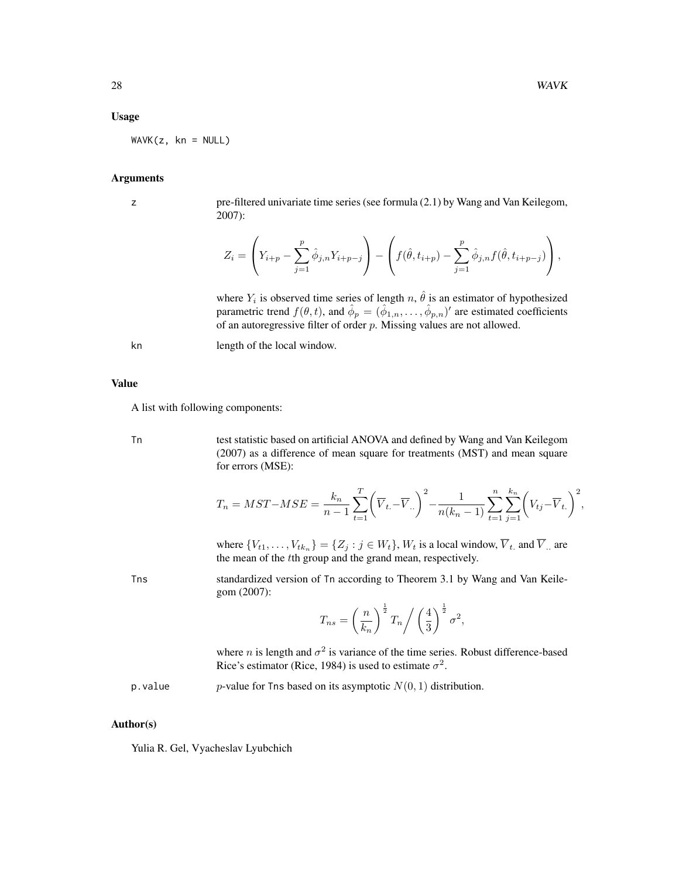## Usage

```
WAVK(z, kn = NULL)
```

## Arguments

z
: pre-filtered univariate time series (see formula (2.1) by Wang and Van Keilegom, 2007):

$$Z_i = \left( Y_{i+p} - \sum_{j=1}^{p} \hat{\phi}_{j,n} Y_{i+p-j} \right) - \left( f(\hat{\theta}, t_{i+p}) - \sum_{j=1}^{p} \hat{\phi}_{j,n} f(\hat{\theta}, t_{i+p-j}) \right),$$

where $Y_i$ is observed time series of length $n$, $\hat{\theta}$ is an estimator of hypothesized parametric trend $f(\theta, t)$, and $\hat{\phi}_p = (\hat{\phi}_{1,n}, \ldots, \hat{\phi}_{p,n})'$ are estimated coefficients of an autoregressive filter of order $p$. Missing values are not allowed.

kn
: length of the local window.

## Value

A list with following components:

Tn
: test statistic based on artificial ANOVA and defined by Wang and Van Keilegom (2007) as a difference of mean square for treatments (MST) and mean square for errors (MSE):

$$T_n = MST - MSE = \frac{k_n}{n-1} \sum_{t=1}^{T} \left( \overline{V}_{t.} - \overline{V}_{..} \right)^2 - \frac{1}{n(k_n - 1)} \sum_{t=1}^{n} \sum_{j=1}^{k_n} \left( V_{tj} - \overline{V}_{t.} \right)^2,$$

where $\{V_{t1}, \ldots, V_{tk_n}\} = \{Z_j : j \in W_t\}$, $W_t$ is a local window, $\overline{V}_{t.}$ and $\overline{V}_{..}$ are the mean of the $t$th group and the grand mean, respectively.

Tns
: standardized version of Tn according to Theorem 3.1 by Wang and Van Keilegom (2007):

$$T_{ns} = \left( \frac{n}{k_n} \right)^{\frac{1}{2}} T_n \Big/ \left( \frac{4}{3} \right)^{\frac{1}{2}} \sigma^2,$$

where $n$ is length and $\sigma^2$ is variance of the time series. Robust difference-based Rice's estimator (Rice, 1984) is used to estimate $\sigma^2$.

p.value
: $p$-value for Tns based on its asymptotic $N(0, 1)$ distribution.

## Author(s)

Yulia R. Gel, Vyacheslav Lyubchich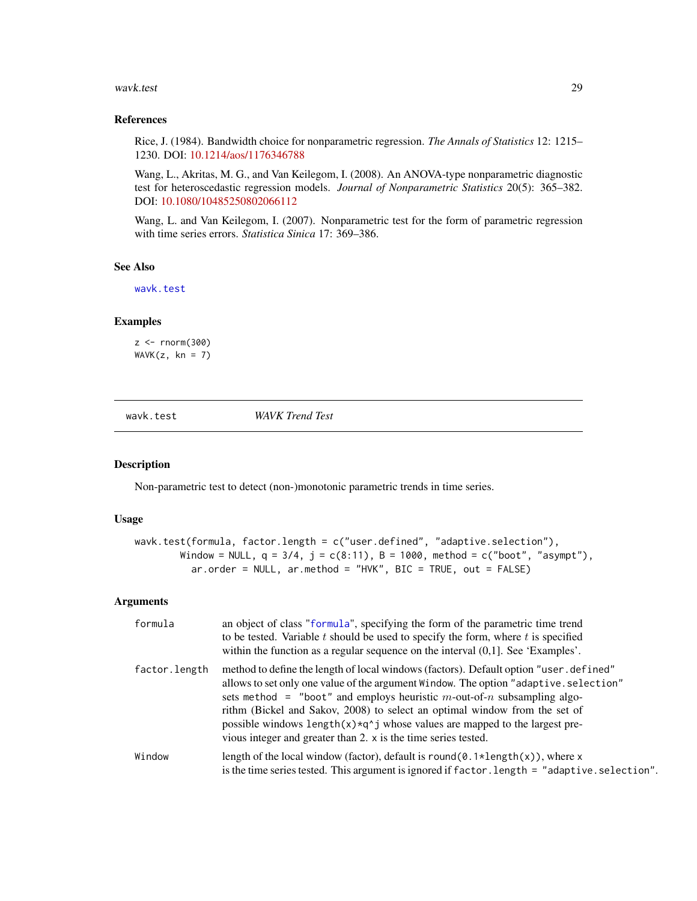## References

Rice, J. (1984). Bandwidth choice for nonparametric regression. *The Annals of Statistics* 12: 1215–1230. DOI: 10.1214/aos/1176346788

Wang, L., Akritas, M. G., and Van Keilegom, I. (2008). An ANOVA-type nonparametric diagnostic test for heteroscedastic regression models. *Journal of Nonparametric Statistics* 20(5): 365–382. DOI: 10.1080/10485250802066112

Wang, L. and Van Keilegom, I. (2007). Nonparametric test for the form of parametric regression with time series errors. *Statistica Sinica* 17: 369–386.

## See Also

`wavk.test`

## Examples

```
z <- rnorm(300)
WAVK(z, kn = 7)
```

---

# wavk.test *WAVK Trend Test*

## Description

Non-parametric test to detect (non-)monotonic parametric trends in time series.

## Usage

```
wavk.test(formula, factor.length = c("user.defined", "adaptive.selection"),
        Window = NULL, q = 3/4, j = c(8:11), B = 1000, method = c("boot", "asympt"),
          ar.order = NULL, ar.method = "HVK", BIC = TRUE, out = FALSE)
```

## Arguments

| | |
|---|---|
| `formula` | an object of class "`formula`", specifying the form of the parametric time trend to be tested. Variable $t$ should be used to specify the form, where $t$ is specified within the function as a regular sequence on the interval (0,1]. See 'Examples'. |
| `factor.length` | method to define the length of local windows (factors). Default option `"user.defined"` allows to set only one value of the argument `Window`. The option `"adaptive.selection"` sets `method = "boot"` and employs heuristic $m$-out-of-$n$ subsampling algorithm (Bickel and Sakov, 2008) to select an optimal window from the set of possible windows `length(x)*q^j` whose values are mapped to the largest previous integer and greater than 2. `x` is the time series tested. |
| `Window` | length of the local window (factor), default is `round(0.1*length(x))`, where `x` is the time series tested. This argument is ignored if `factor.length = "adaptive.selection"`. |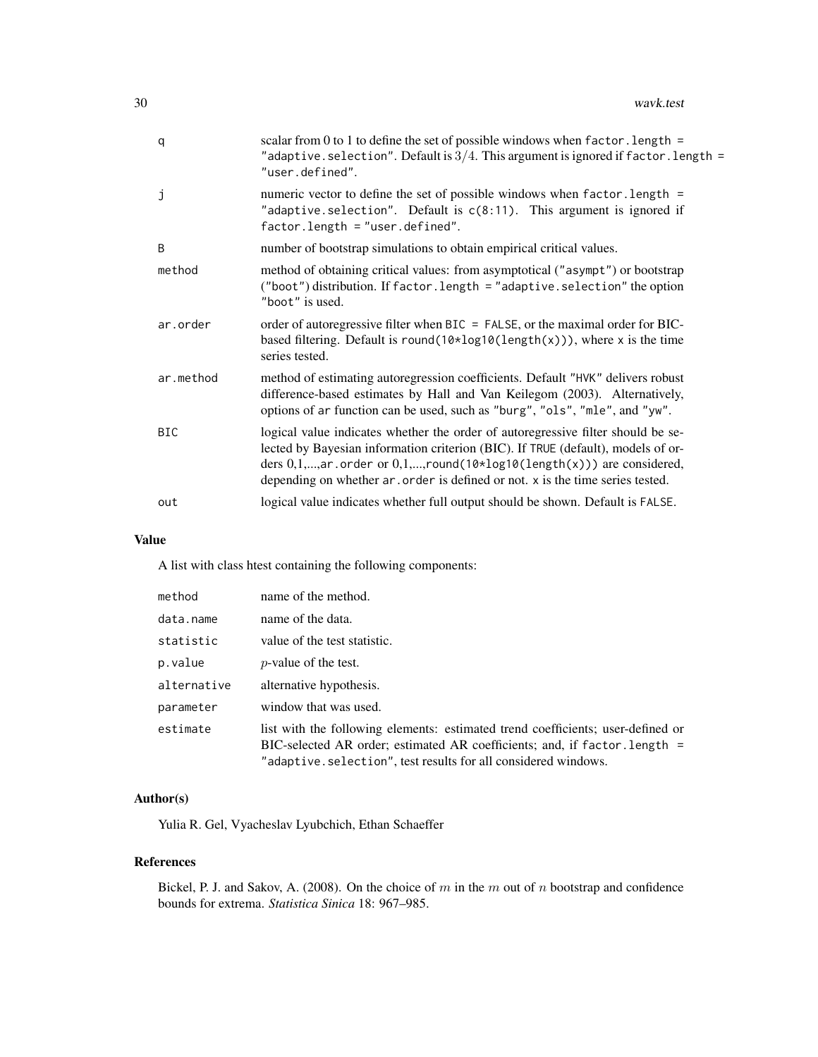| | |
|---|---|
| q | scalar from 0 to 1 to define the set of possible windows when `factor.length = "adaptive.selection"`. Default is $3/4$. This argument is ignored if `factor.length = "user.defined"`. |
| j | numeric vector to define the set of possible windows when `factor.length = "adaptive.selection"`. Default is `c(8:11)`. This argument is ignored if `factor.length = "user.defined"`. |
| B | number of bootstrap simulations to obtain empirical critical values. |
| method | method of obtaining critical values: from asymptotical (`"asympt"`) or bootstrap (`"boot"`) distribution. If `factor.length = "adaptive.selection"` the option `"boot"` is used. |
| ar.order | order of autoregressive filter when `BIC = FALSE`, or the maximal order for BIC-based filtering. Default is `round(10*log10(length(x)))`, where `x` is the time series tested. |
| ar.method | method of estimating autoregression coefficients. Default `"HVK"` delivers robust difference-based estimates by Hall and Van Keilegom (2003). Alternatively, options of `ar` function can be used, such as `"burg"`, `"ols"`, `"mle"`, and `"yw"`. |
| BIC | logical value indicates whether the order of autoregressive filter should be selected by Bayesian information criterion (BIC). If `TRUE` (default), models of orders 0,1,...,`ar.order` or 0,1,...,`round(10*log10(length(x)))` are considered, depending on whether `ar.order` is defined or not. `x` is the time series tested. |
| out | logical value indicates whether full output should be shown. Default is `FALSE`. |

## Value

A list with class htest containing the following components:

| | |
|---|---|
| method | name of the method. |
| data.name | name of the data. |
| statistic | value of the test statistic. |
| p.value | $p$-value of the test. |
| alternative | alternative hypothesis. |
| parameter | window that was used. |
| estimate | list with the following elements: estimated trend coefficients; user-defined or BIC-selected AR order; estimated AR coefficients; and, if `factor.length = "adaptive.selection"`, test results for all considered windows. |

## Author(s)

Yulia R. Gel, Vyacheslav Lyubchich, Ethan Schaeffer

## References

Bickel, P. J. and Sakov, A. (2008). On the choice of $m$ in the $m$ out of $n$ bootstrap and confidence bounds for extrema. *Statistica Sinica* 18: 967–985.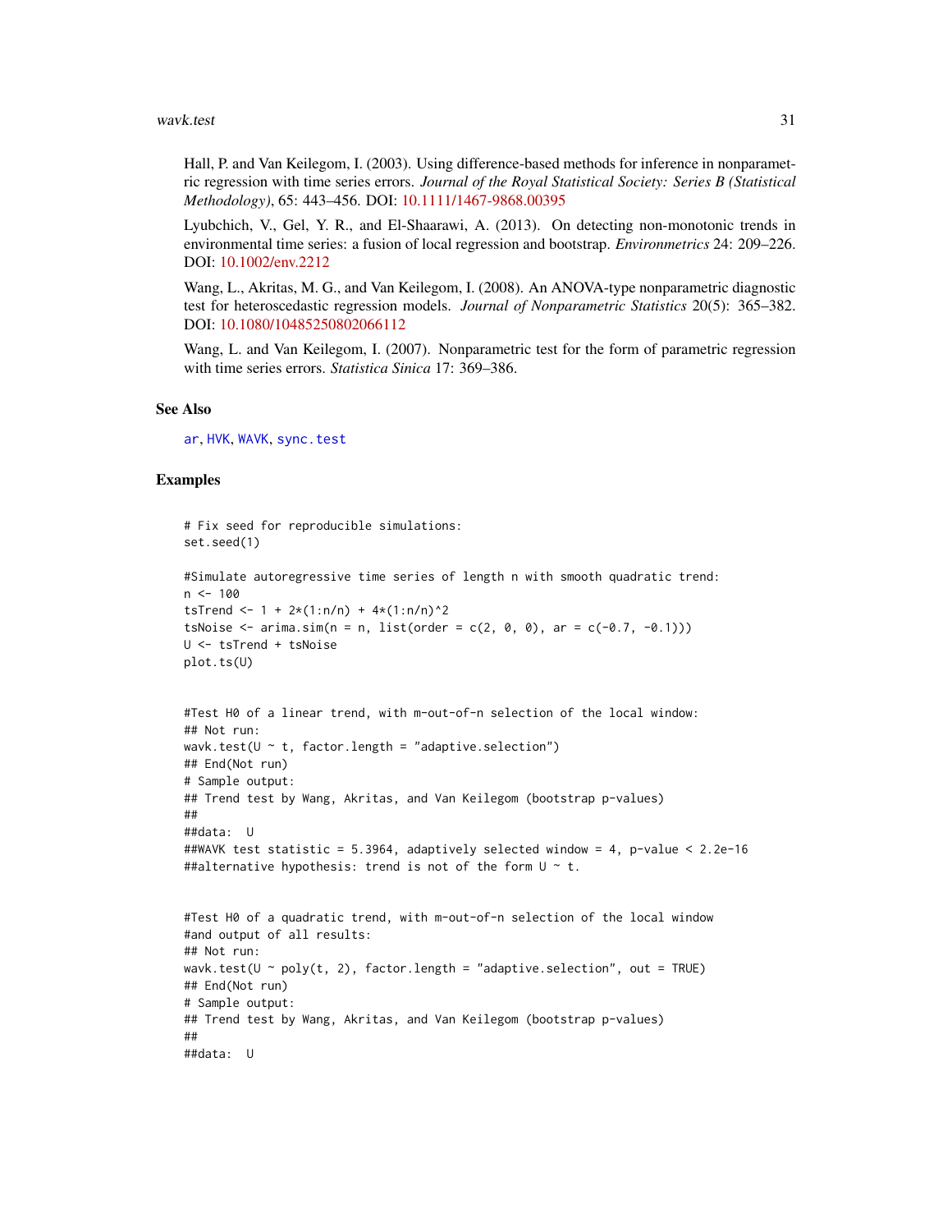Hall, P. and Van Keilegom, I. (2003). Using difference-based methods for inference in nonparametric regression with time series errors. *Journal of the Royal Statistical Society: Series B (Statistical Methodology)*, 65: 443–456. DOI: 10.1111/1467-9868.00395

Lyubchich, V., Gel, Y. R., and El-Shaarawi, A. (2013). On detecting non-monotonic trends in environmental time series: a fusion of local regression and bootstrap. *Environmetrics* 24: 209–226. DOI: 10.1002/env.2212

Wang, L., Akritas, M. G., and Van Keilegom, I. (2008). An ANOVA-type nonparametric diagnostic test for heteroscedastic regression models. *Journal of Nonparametric Statistics* 20(5): 365–382. DOI: 10.1080/10485250802066112

Wang, L. and Van Keilegom, I. (2007). Nonparametric test for the form of parametric regression with time series errors. *Statistica Sinica* 17: 369–386.

### See Also

ar, HVK, WAVK, sync.test

### Examples

```
# Fix seed for reproducible simulations:
set.seed(1)

#Simulate autoregressive time series of length n with smooth quadratic trend:
n <- 100
tsTrend <- 1 + 2*(1:n/n) + 4*(1:n/n)^2
tsNoise <- arima.sim(n = n, list(order = c(2, 0, 0), ar = c(-0.7, -0.1)))
U <- tsTrend + tsNoise
plot.ts(U)


#Test H0 of a linear trend, with m-out-of-n selection of the local window:
## Not run:
wavk.test(U ~ t, factor.length = "adaptive.selection")
## End(Not run)
# Sample output:
## Trend test by Wang, Akritas, and Van Keilegom (bootstrap p-values)
##
##data:  U
##WAVK test statistic = 5.3964, adaptively selected window = 4, p-value < 2.2e-16
##alternative hypothesis: trend is not of the form U ~ t.


#Test H0 of a quadratic trend, with m-out-of-n selection of the local window
#and output of all results:
## Not run:
wavk.test(U ~ poly(t, 2), factor.length = "adaptive.selection", out = TRUE)
## End(Not run)
# Sample output:
## Trend test by Wang, Akritas, and Van Keilegom (bootstrap p-values)
##
##data:  U
```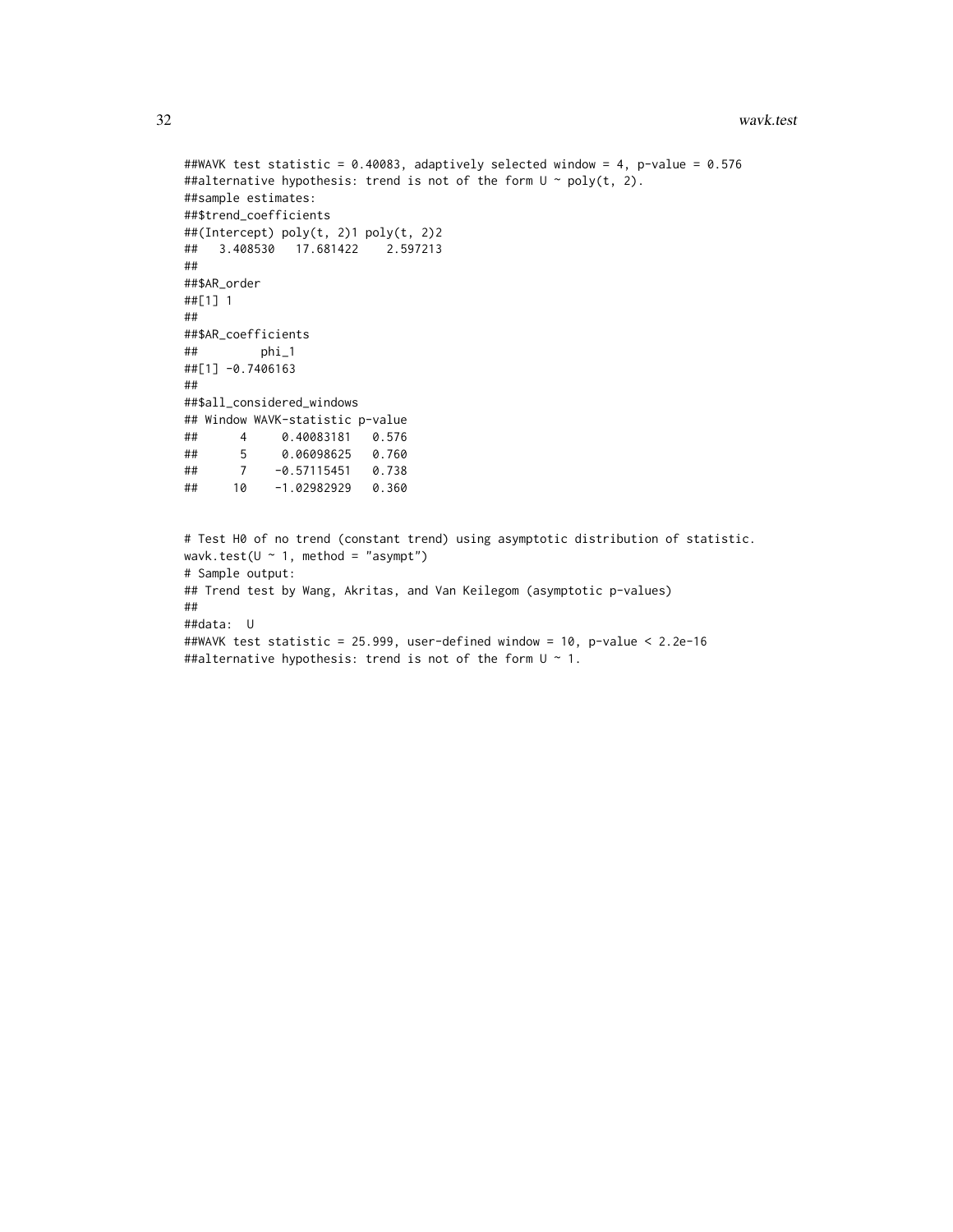```
##WAVK test statistic = 0.40083, adaptively selected window = 4, p-value = 0.576
##alternative hypothesis: trend is not of the form U ~ poly(t, 2).
##sample estimates:
##$trend_coefficients
##(Intercept) poly(t, 2)1 poly(t, 2)2
##   3.408530   17.681422    2.597213
##
##$AR_order
##[1] 1
##
##$AR_coefficients
##         phi_1
##[1] -0.7406163
##
##$all_considered_windows
## Window WAVK-statistic p-value
##      4     0.40083181   0.576
##      5     0.06098625   0.760
##      7    -0.57115451   0.738
##     10    -1.02982929   0.360


# Test H0 of no trend (constant trend) using asymptotic distribution of statistic.
wavk.test(U ~ 1, method = "asympt")
# Sample output:
## Trend test by Wang, Akritas, and Van Keilegom (asymptotic p-values)
##
##data:  U
##WAVK test statistic = 25.999, user-defined window = 10, p-value < 2.2e-16
##alternative hypothesis: trend is not of the form U ~ 1.
```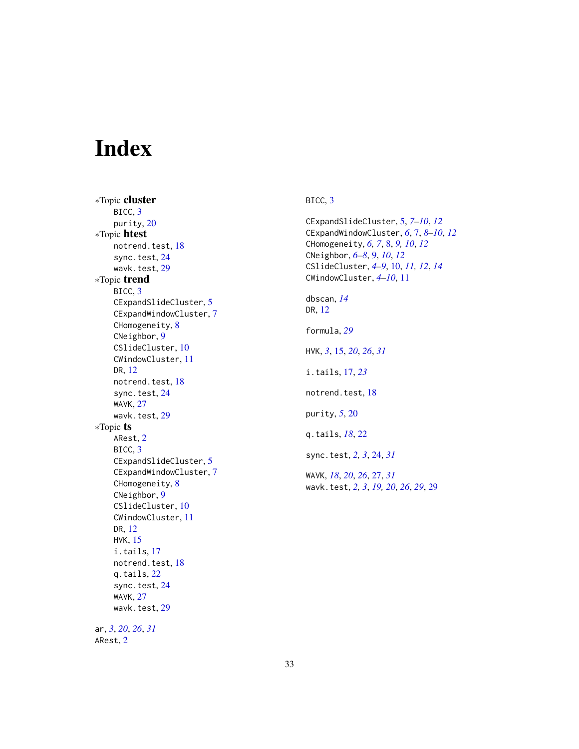# Index

*Topic **cluster**
- BICC, 3
- purity, 20

*Topic **htest**
- notrend.test, 18
- sync.test, 24
- wavk.test, 29

*Topic **trend**
- BICC, 3
- CExpandSlideCluster, 5
- CExpandWindowCluster, 7
- CHomogeneity, 8
- CNeighbor, 9
- CSlideCluster, 10
- CWindowCluster, 11
- DR, 12
- notrend.test, 18
- sync.test, 24
- WAVK, 27
- wavk.test, 29

*Topic **ts**
- ARest, 2
- BICC, 3
- CExpandSlideCluster, 5
- CExpandWindowCluster, 7
- CHomogeneity, 8
- CNeighbor, 9
- CSlideCluster, 10
- CWindowCluster, 11
- DR, 12
- HVK, 15
- i.tails, 17
- notrend.test, 18
- q.tails, 22
- sync.test, 24
- WAVK, 27
- wavk.test, 29

ar, *3*, *20*, *26*, *31*
ARest, 2

BICC, 3

CExpandSlideCluster, 5, *7–10*, *12*
CExpandWindowCluster, *6*, 7, *8–10*, *12*
CHomogeneity, *6, 7*, 8, *9, 10*, *12*
CNeighbor, *6–8*, 9, *10*, *12*
CSlideCluster, *4–9*, 10, *11, 12*, *14*
CWindowCluster, *4–10*, 11

dbscan, *14*
DR, 12

formula, *29*

HVK, *3*, 15, *20*, *26*, *31*

i.tails, 17, *23*

notrend.test, 18

purity, *5*, 20

q.tails, *18*, 22

sync.test, *2, 3*, 24, *31*

WAVK, *18*, *20*, *26*, 27, *31*
wavk.test, *2, 3*, *19, 20*, *26*, *29*, 29